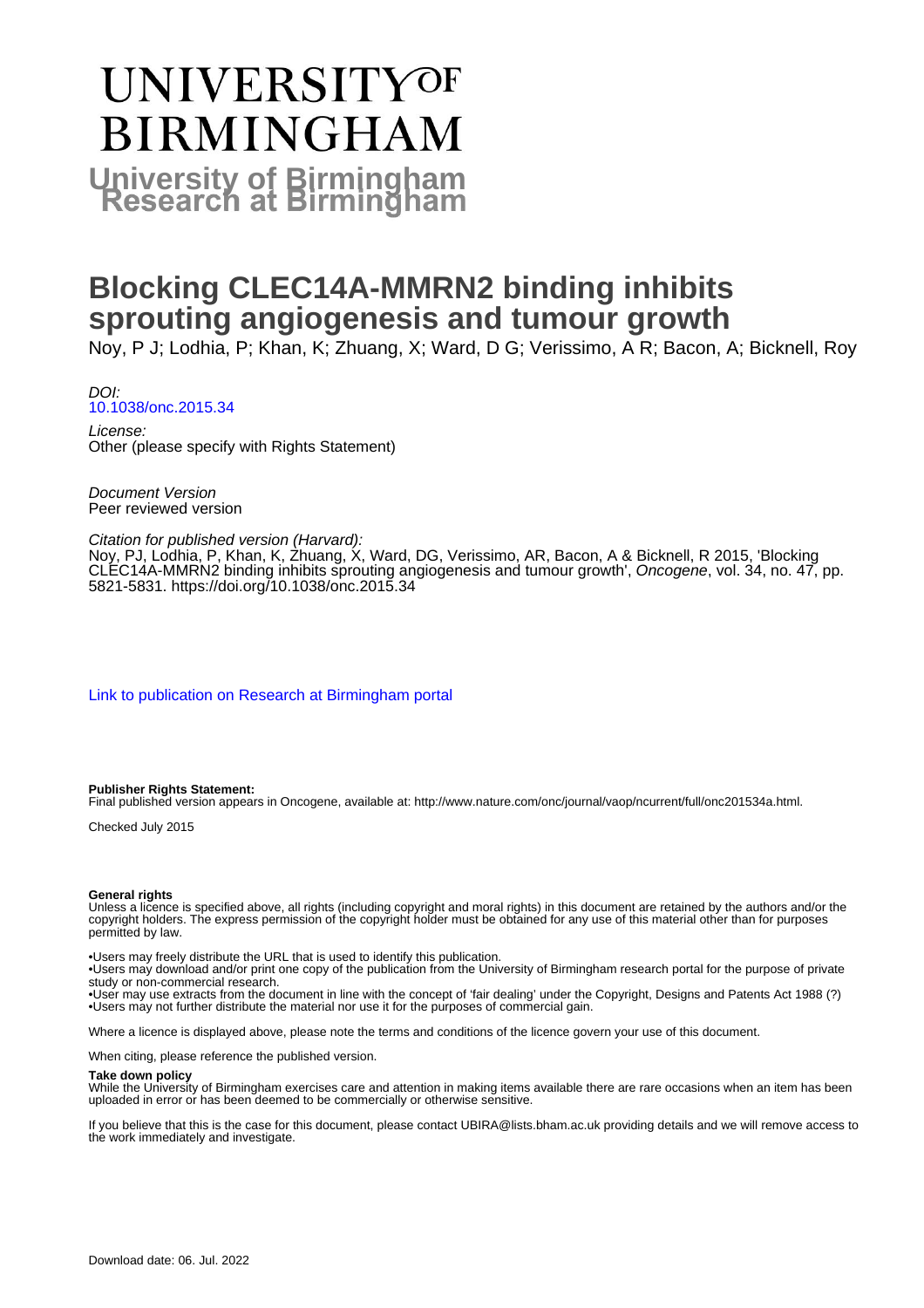# UNIVERSITY OF BIRMINGHAM

**University of Birmingham Research at Birmingham**

# Blocking CLEC14A-MMRN2 binding inhibits sprouting angiogenesis and tumour growth

Noy, P J; Lodhia, P; Khan, K; Zhuang, X; Ward, D G; Verissimo, A R; Bacon, A; Bicknell, Roy

*DOI:*
10.1038/onc.2015.34

*License:*
Other (please specify with Rights Statement)

*Document Version*
Peer reviewed version

*Citation for published version (Harvard):*
Noy, PJ, Lodhia, P, Khan, K, Zhuang, X, Ward, DG, Verissimo, AR, Bacon, A & Bicknell, R 2015, 'Blocking CLEC14A-MMRN2 binding inhibits sprouting angiogenesis and tumour growth', *Oncogene*, vol. 34, no. 47, pp. 5821-5831. https://doi.org/10.1038/onc.2015.34

Link to publication on Research at Birmingham portal

**Publisher Rights Statement:**
Final published version appears in Oncogene, available at: http://www.nature.com/onc/journal/vaop/ncurrent/full/onc201534a.html.

Checked July 2015

**General rights**
Unless a licence is specified above, all rights (including copyright and moral rights) in this document are retained by the authors and/or the copyright holders. The express permission of the copyright holder must be obtained for any use of this material other than for purposes permitted by law.

- Users may freely distribute the URL that is used to identify this publication.
- Users may download and/or print one copy of the publication from the University of Birmingham research portal for the purpose of private study or non-commercial research.
- User may use extracts from the document in line with the concept of 'fair dealing' under the Copyright, Designs and Patents Act 1988 (?)
- Users may not further distribute the material nor use it for the purposes of commercial gain.

Where a licence is displayed above, please note the terms and conditions of the licence govern your use of this document.

When citing, please reference the published version.

**Take down policy**
While the University of Birmingham exercises care and attention in making items available there are rare occasions when an item has been uploaded in error or has been deemed to be commercially or otherwise sensitive.

If you believe that this is the case for this document, please contact UBIRA@lists.bham.ac.uk providing details and we will remove access to the work immediately and investigate.

Download date: 06. Jul. 2022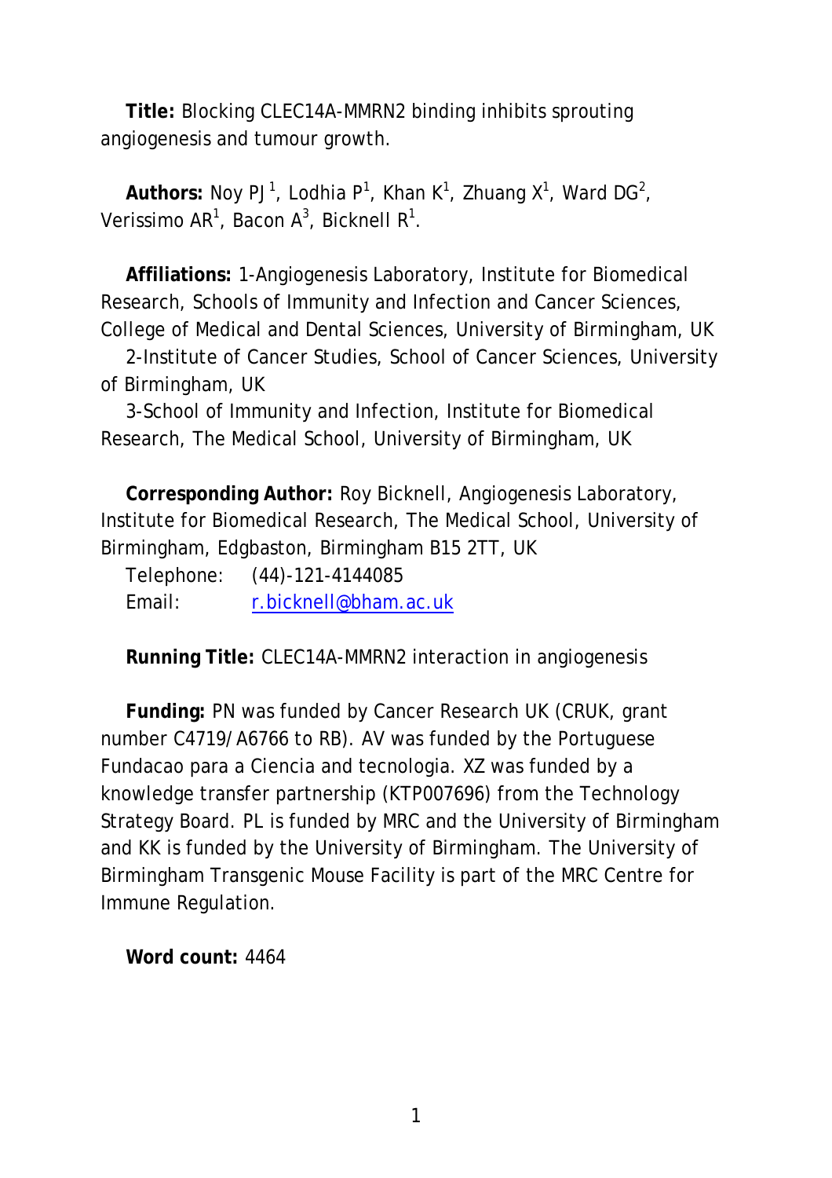**Title:** Blocking CLEC14A-MMRN2 binding inhibits sprouting angiogenesis and tumour growth.

**Authors:** Noy PJ [1], Lodhia P[1], Khan K[1], Zhuang X[1], Ward DG[2], Verissimo AR[1], Bacon A[3], Bicknell R[1].

**Affiliations:** 1-Angiogenesis Laboratory, Institute for Biomedical Research, Schools of Immunity and Infection and Cancer Sciences, College of Medical and Dental Sciences, University of Birmingham, UK

2-Institute of Cancer Studies, School of Cancer Sciences, University of Birmingham, UK

3-School of Immunity and Infection, Institute for Biomedical Research, The Medical School, University of Birmingham, UK

**Corresponding Author:** Roy Bicknell, Angiogenesis Laboratory, Institute for Biomedical Research, The Medical School, University of Birmingham, Edgbaston, Birmingham B15 2TT, UK

Telephone: (44)-121-4144085

Email: r.bicknell@bham.ac.uk

**Running Title:** CLEC14A-MMRN2 interaction in angiogenesis

**Funding:** PN was funded by Cancer Research UK (CRUK, grant number C4719/A6766 to RB). AV was funded by the Portuguese Fundacao para a Ciencia and tecnologia. XZ was funded by a knowledge transfer partnership (KTP007696) from the Technology Strategy Board. PL is funded by MRC and the University of Birmingham and KK is funded by the University of Birmingham. The University of Birmingham Transgenic Mouse Facility is part of the MRC Centre for Immune Regulation.

**Word count:** 4464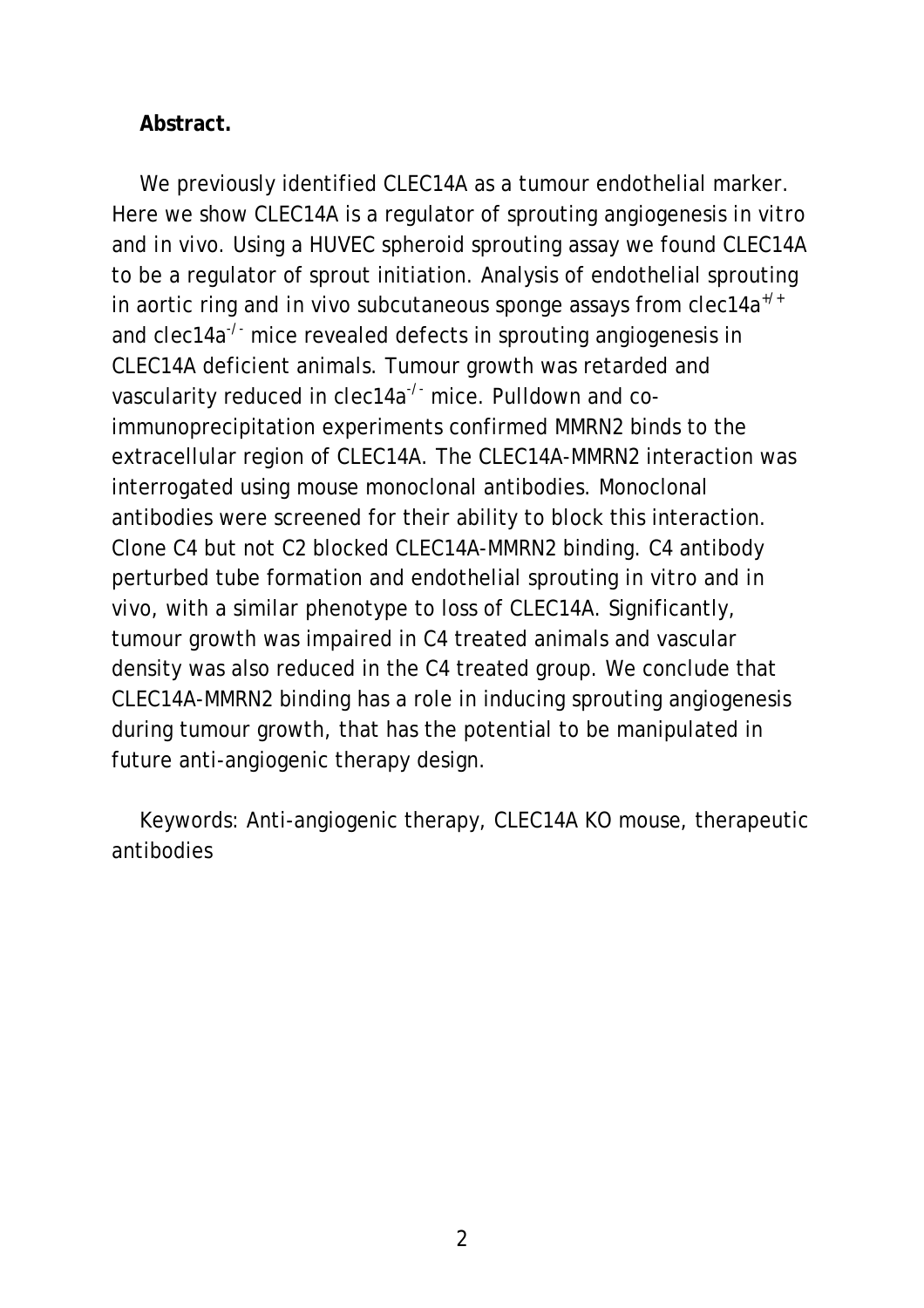**Abstract.**

We previously identified CLEC14A as a tumour endothelial marker. Here we show CLEC14A is a regulator of sprouting angiogenesis *in vitro* and *in vivo*. Using a HUVEC spheroid sprouting assay we found CLEC14A to be a regulator of sprout initiation. Analysis of endothelial sprouting in aortic ring and *in vivo* subcutaneous sponge assays from clec14a$^{+/+}$ and clec14a$^{-/-}$ mice revealed defects in sprouting angiogenesis in CLEC14A deficient animals. Tumour growth was retarded and vascularity reduced in clec14a$^{-/-}$ mice. Pulldown and co-immunoprecipitation experiments confirmed MMRN2 binds to the extracellular region of CLEC14A. The CLEC14A-MMRN2 interaction was interrogated using mouse monoclonal antibodies. Monoclonal antibodies were screened for their ability to block this interaction. Clone C4 but not C2 blocked CLEC14A-MMRN2 binding. C4 antibody perturbed tube formation and endothelial sprouting *in vitro* and *in vivo*, with a similar phenotype to loss of CLEC14A. Significantly, tumour growth was impaired in C4 treated animals and vascular density was also reduced in the C4 treated group. We conclude that CLEC14A-MMRN2 binding has a role in inducing sprouting angiogenesis during tumour growth, that has the potential to be manipulated in future anti-angiogenic therapy design.

Keywords: Anti-angiogenic therapy, CLEC14A KO mouse, therapeutic antibodies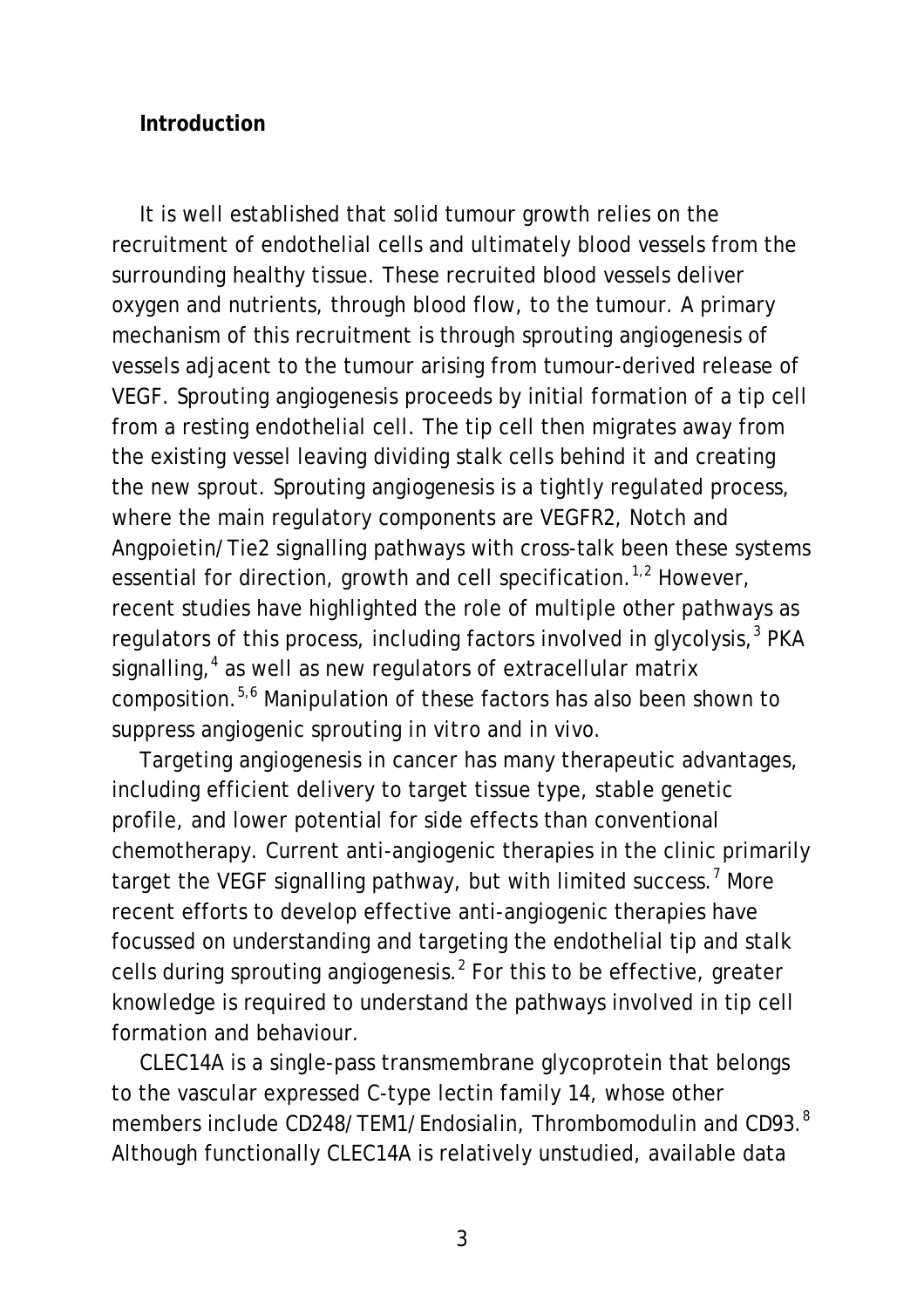## Introduction

It is well established that solid tumour growth relies on the recruitment of endothelial cells and ultimately blood vessels from the surrounding healthy tissue. These recruited blood vessels deliver oxygen and nutrients, through blood flow, to the tumour. A primary mechanism of this recruitment is through sprouting angiogenesis of vessels adjacent to the tumour arising from tumour-derived release of VEGF. Sprouting angiogenesis proceeds by initial formation of a tip cell from a resting endothelial cell. The tip cell then migrates away from the existing vessel leaving dividing stalk cells behind it and creating the new sprout. Sprouting angiogenesis is a tightly regulated process, where the main regulatory components are VEGFR2, Notch and Angpoietin/Tie2 signalling pathways with cross-talk been these systems essential for direction, growth and cell specification.[1,2] However, recent studies have highlighted the role of multiple other pathways as regulators of this process, including factors involved in glycolysis,[3] PKA signalling,[4] as well as new regulators of extracellular matrix composition.[5,6] Manipulation of these factors has also been shown to suppress angiogenic sprouting *in vitro* and *in vivo*.

Targeting angiogenesis in cancer has many therapeutic advantages, including efficient delivery to target tissue type, stable genetic profile, and lower potential for side effects than conventional chemotherapy. Current anti-angiogenic therapies in the clinic primarily target the VEGF signalling pathway, but with limited success.[7] More recent efforts to develop effective anti-angiogenic therapies have focussed on understanding and targeting the endothelial tip and stalk cells during sprouting angiogenesis.[2] For this to be effective, greater knowledge is required to understand the pathways involved in tip cell formation and behaviour.

CLEC14A is a single-pass transmembrane glycoprotein that belongs to the vascular expressed C-type lectin family 14, whose other members include CD248/TEM1/Endosialin, Thrombomodulin and CD93.[8] Although functionally CLEC14A is relatively unstudied, available data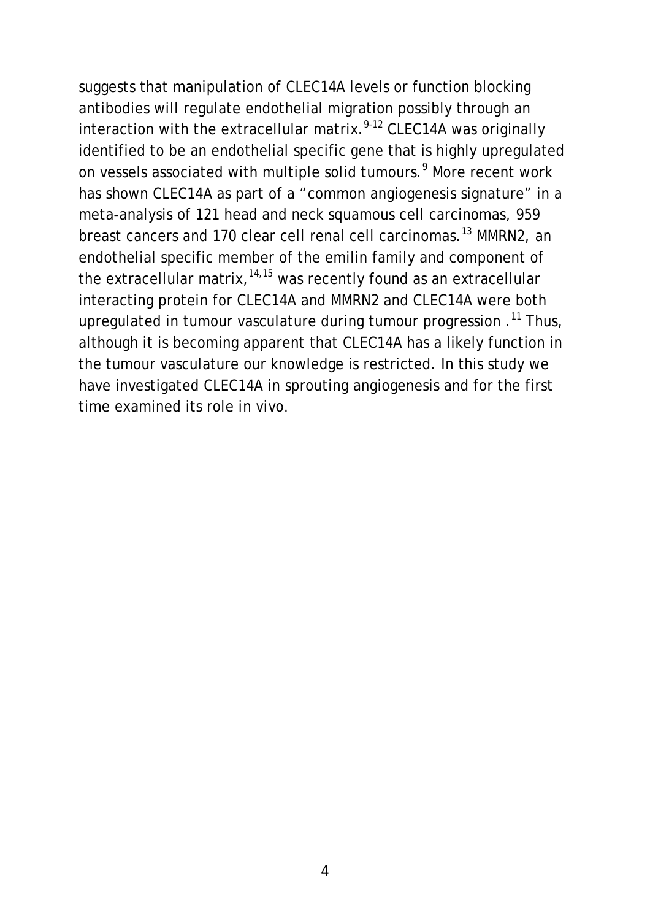suggests that manipulation of CLEC14A levels or function blocking antibodies will regulate endothelial migration possibly through an interaction with the extracellular matrix.[9-12] CLEC14A was originally identified to be an endothelial specific gene that is highly upregulated on vessels associated with multiple solid tumours.[9] More recent work has shown CLEC14A as part of a "common angiogenesis signature" in a meta-analysis of 121 head and neck squamous cell carcinomas, 959 breast cancers and 170 clear cell renal cell carcinomas.[13] MMRN2, an endothelial specific member of the emilin family and component of the extracellular matrix,[14,15] was recently found as an extracellular interacting protein for CLEC14A and MMRN2 and CLEC14A were both upregulated in tumour vasculature during tumour progression .[11] Thus, although it is becoming apparent that CLEC14A has a likely function in the tumour vasculature our knowledge is restricted. In this study we have investigated CLEC14A in sprouting angiogenesis and for the first time examined its role in vivo.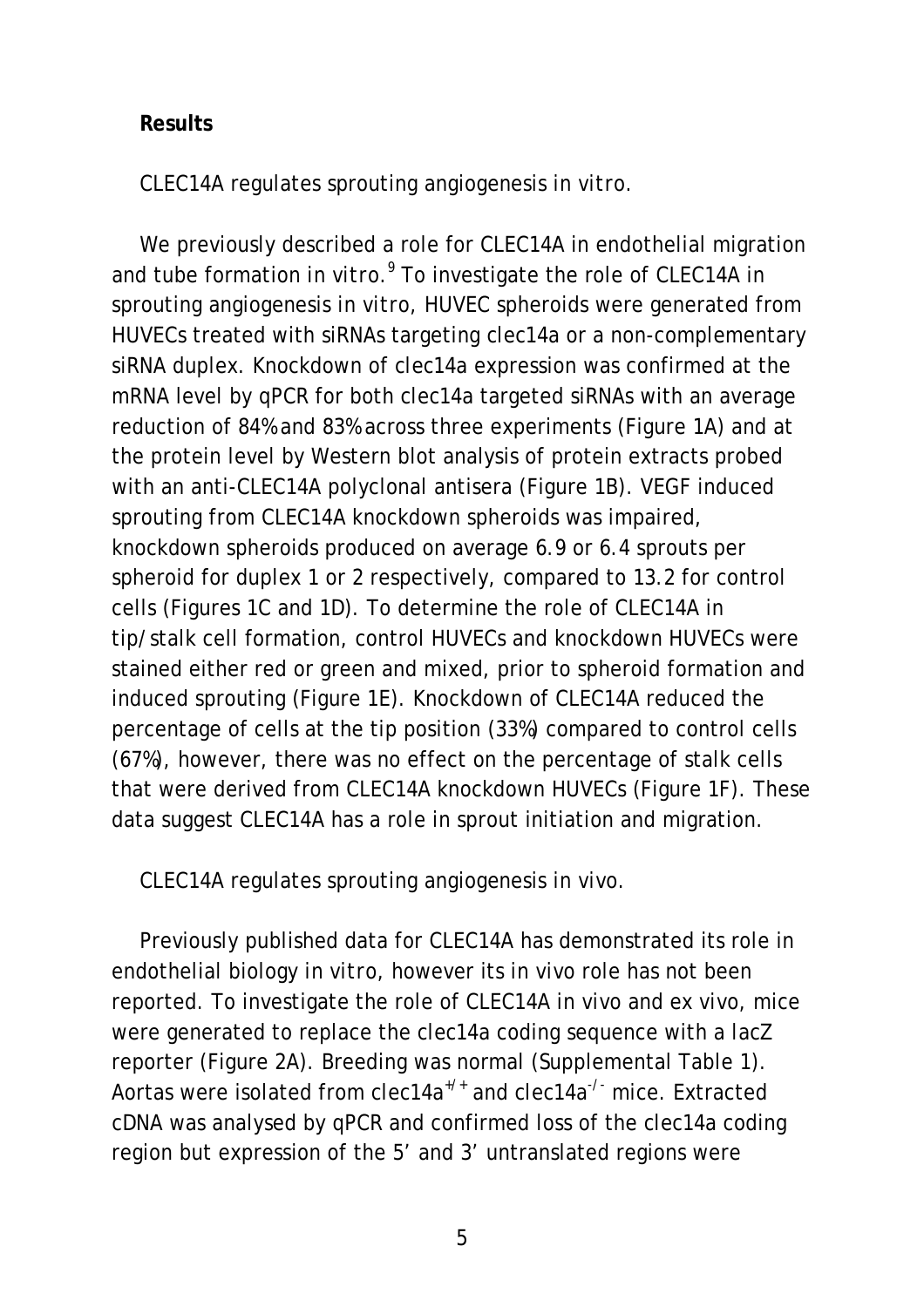## Results

CLEC14A regulates sprouting angiogenesis *in vitro*.

We previously described a role for CLEC14A in endothelial migration and tube formation in vitro.[9] To investigate the role of CLEC14A in sprouting angiogenesis in vitro, HUVEC spheroids were generated from HUVECs treated with siRNAs targeting clec14a or a non-complementary siRNA duplex. Knockdown of clec14a expression was confirmed at the mRNA level by qPCR for both clec14a targeted siRNAs with an average reduction of 84% and 83% across three experiments (Figure 1A) and at the protein level by Western blot analysis of protein extracts probed with an anti-CLEC14A polyclonal antisera (Figure 1B). VEGF induced sprouting from CLEC14A knockdown spheroids was impaired, knockdown spheroids produced on average 6.9 or 6.4 sprouts per spheroid for duplex 1 or 2 respectively, compared to 13.2 for control cells (Figures 1C and 1D). To determine the role of CLEC14A in tip/stalk cell formation, control HUVECs and knockdown HUVECs were stained either red or green and mixed, prior to spheroid formation and induced sprouting (Figure 1E). Knockdown of CLEC14A reduced the percentage of cells at the tip position (33%) compared to control cells (67%), however, there was no effect on the percentage of stalk cells that were derived from CLEC14A knockdown HUVECs (Figure 1F). These data suggest CLEC14A has a role in sprout initiation and migration.

CLEC14A regulates sprouting angiogenesis *in vivo*.

Previously published data for CLEC14A has demonstrated its role in endothelial biology in vitro, however its in vivo role has not been reported. To investigate the role of CLEC14A in vivo and ex vivo, mice were generated to replace the clec14a coding sequence with a lacZ reporter (Figure 2A). Breeding was normal (Supplemental Table 1). Aortas were isolated from clec14a$^{+/+}$ and clec14a$^{-/-}$ mice. Extracted cDNA was analysed by qPCR and confirmed loss of the clec14a coding region but expression of the 5' and 3' untranslated regions were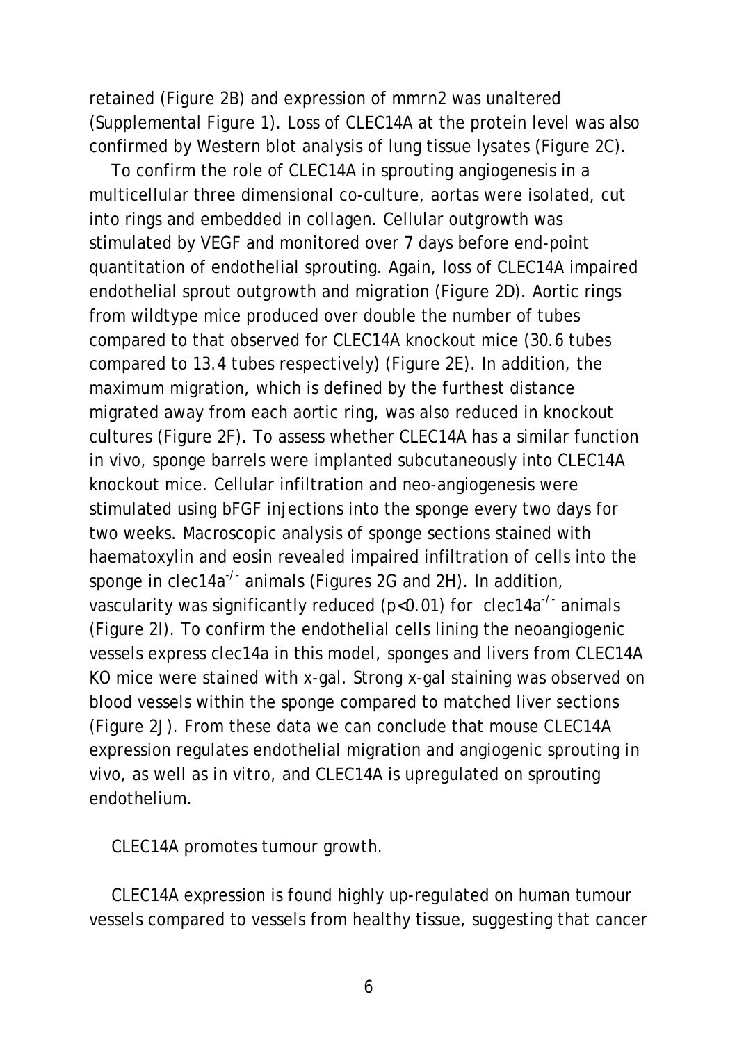retained (Figure 2B) and expression of mmrn2 was unaltered (Supplemental Figure 1). Loss of CLEC14A at the protein level was also confirmed by Western blot analysis of lung tissue lysates (Figure 2C).

To confirm the role of CLEC14A in sprouting angiogenesis in a multicellular three dimensional co-culture, aortas were isolated, cut into rings and embedded in collagen. Cellular outgrowth was stimulated by VEGF and monitored over 7 days before end-point quantitation of endothelial sprouting. Again, loss of CLEC14A impaired endothelial sprout outgrowth and migration (Figure 2D). Aortic rings from wildtype mice produced over double the number of tubes compared to that observed for CLEC14A knockout mice (30.6 tubes compared to 13.4 tubes respectively) (Figure 2E). In addition, the maximum migration, which is defined by the furthest distance migrated away from each aortic ring, was also reduced in knockout cultures (Figure 2F). To assess whether CLEC14A has a similar function in vivo, sponge barrels were implanted subcutaneously into CLEC14A knockout mice. Cellular infiltration and neo-angiogenesis were stimulated using bFGF injections into the sponge every two days for two weeks. Macroscopic analysis of sponge sections stained with haematoxylin and eosin revealed impaired infiltration of cells into the sponge in clec14a$^{-/-}$ animals (Figures 2G and 2H). In addition, vascularity was significantly reduced ($p<0.01$) for clec14a$^{-/-}$ animals (Figure 2I). To confirm the endothelial cells lining the neoangiogenic vessels express clec14a in this model, sponges and livers from CLEC14A KO mice were stained with x-gal. Strong x-gal staining was observed on blood vessels within the sponge compared to matched liver sections (Figure 2J). From these data we can conclude that mouse CLEC14A expression regulates endothelial migration and angiogenic sprouting in vivo, as well as in vitro, and CLEC14A is upregulated on sprouting endothelium.

CLEC14A promotes tumour growth.

CLEC14A expression is found highly up-regulated on human tumour vessels compared to vessels from healthy tissue, suggesting that cancer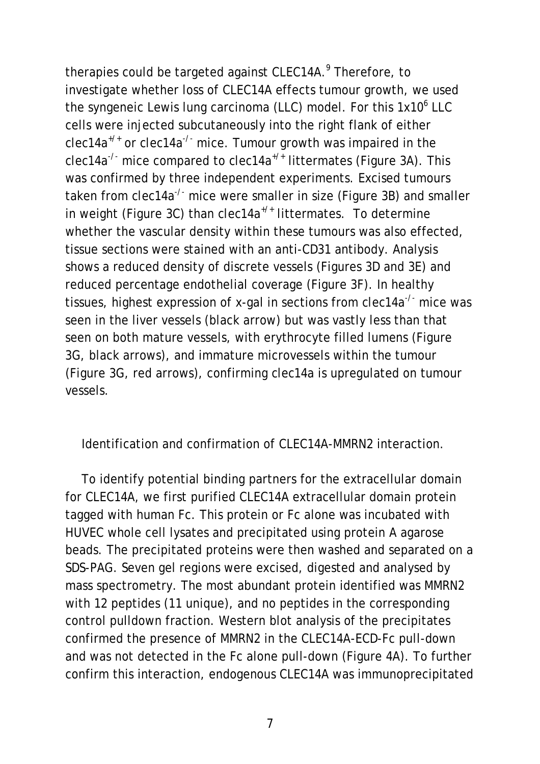therapies could be targeted against CLEC14A.[9] Therefore, to investigate whether loss of CLEC14A effects tumour growth, we used the syngeneic Lewis lung carcinoma (LLC) model. For this $1x10^6$ LLC cells were injected subcutaneously into the right flank of either clec14a$^{+/+}$ or clec14a$^{-/-}$ mice. Tumour growth was impaired in the clec14a$^{-/-}$ mice compared to clec14a$^{+/+}$ littermates (Figure 3A). This was confirmed by three independent experiments. Excised tumours taken from clec14a$^{-/-}$ mice were smaller in size (Figure 3B) and smaller in weight (Figure 3C) than clec14a$^{+/+}$ littermates. To determine whether the vascular density within these tumours was also effected, tissue sections were stained with an anti-CD31 antibody. Analysis shows a reduced density of discrete vessels (Figures 3D and 3E) and reduced percentage endothelial coverage (Figure 3F). In healthy tissues, highest expression of x-gal in sections from clec14a$^{-/-}$ mice was seen in the liver vessels (black arrow) but was vastly less than that seen on both mature vessels, with erythrocyte filled lumens (Figure 3G, black arrows), and immature microvessels within the tumour (Figure 3G, red arrows), confirming clec14a is upregulated on tumour vessels.

## Identification and confirmation of CLEC14A-MMRN2 interaction.

To identify potential binding partners for the extracellular domain for CLEC14A, we first purified CLEC14A extracellular domain protein tagged with human Fc. This protein or Fc alone was incubated with HUVEC whole cell lysates and precipitated using protein A agarose beads. The precipitated proteins were then washed and separated on a SDS-PAG. Seven gel regions were excised, digested and analysed by mass spectrometry. The most abundant protein identified was MMRN2 with 12 peptides (11 unique), and no peptides in the corresponding control pulldown fraction. Western blot analysis of the precipitates confirmed the presence of MMRN2 in the CLEC14A-ECD-Fc pull-down and was not detected in the Fc alone pull-down (Figure 4A). To further confirm this interaction, endogenous CLEC14A was immunoprecipitated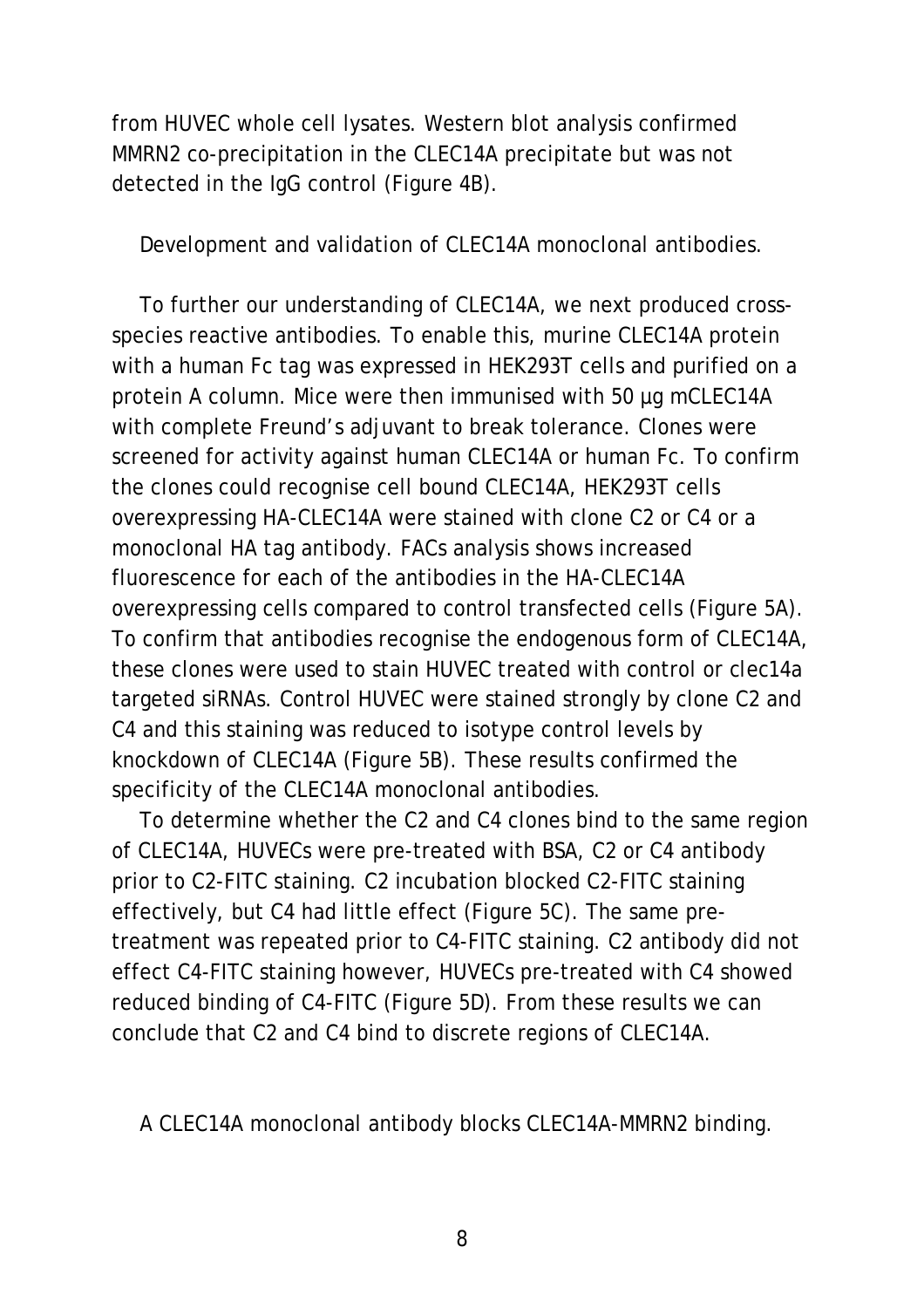from HUVEC whole cell lysates. Western blot analysis confirmed MMRN2 co-precipitation in the CLEC14A precipitate but was not detected in the IgG control (Figure 4B).

## Development and validation of CLEC14A monoclonal antibodies.

To further our understanding of CLEC14A, we next produced cross-species reactive antibodies. To enable this, murine CLEC14A protein with a human Fc tag was expressed in HEK293T cells and purified on a protein A column. Mice were then immunised with 50 µg mCLEC14A with complete Freund's adjuvant to break tolerance. Clones were screened for activity against human CLEC14A or human Fc. To confirm the clones could recognise cell bound CLEC14A, HEK293T cells overexpressing HA-CLEC14A were stained with clone C2 or C4 or a monoclonal HA tag antibody. FACs analysis shows increased fluorescence for each of the antibodies in the HA-CLEC14A overexpressing cells compared to control transfected cells (Figure 5A). To confirm that antibodies recognise the endogenous form of CLEC14A, these clones were used to stain HUVEC treated with control or clec14a targeted siRNAs. Control HUVEC were stained strongly by clone C2 and C4 and this staining was reduced to isotype control levels by knockdown of CLEC14A (Figure 5B). These results confirmed the specificity of the CLEC14A monoclonal antibodies.

To determine whether the C2 and C4 clones bind to the same region of CLEC14A, HUVECs were pre-treated with BSA, C2 or C4 antibody prior to C2-FITC staining. C2 incubation blocked C2-FITC staining effectively, but C4 had little effect (Figure 5C). The same pre-treatment was repeated prior to C4-FITC staining. C2 antibody did not effect C4-FITC staining however, HUVECs pre-treated with C4 showed reduced binding of C4-FITC (Figure 5D). From these results we can conclude that C2 and C4 bind to discrete regions of CLEC14A.

## A CLEC14A monoclonal antibody blocks CLEC14A-MMRN2 binding.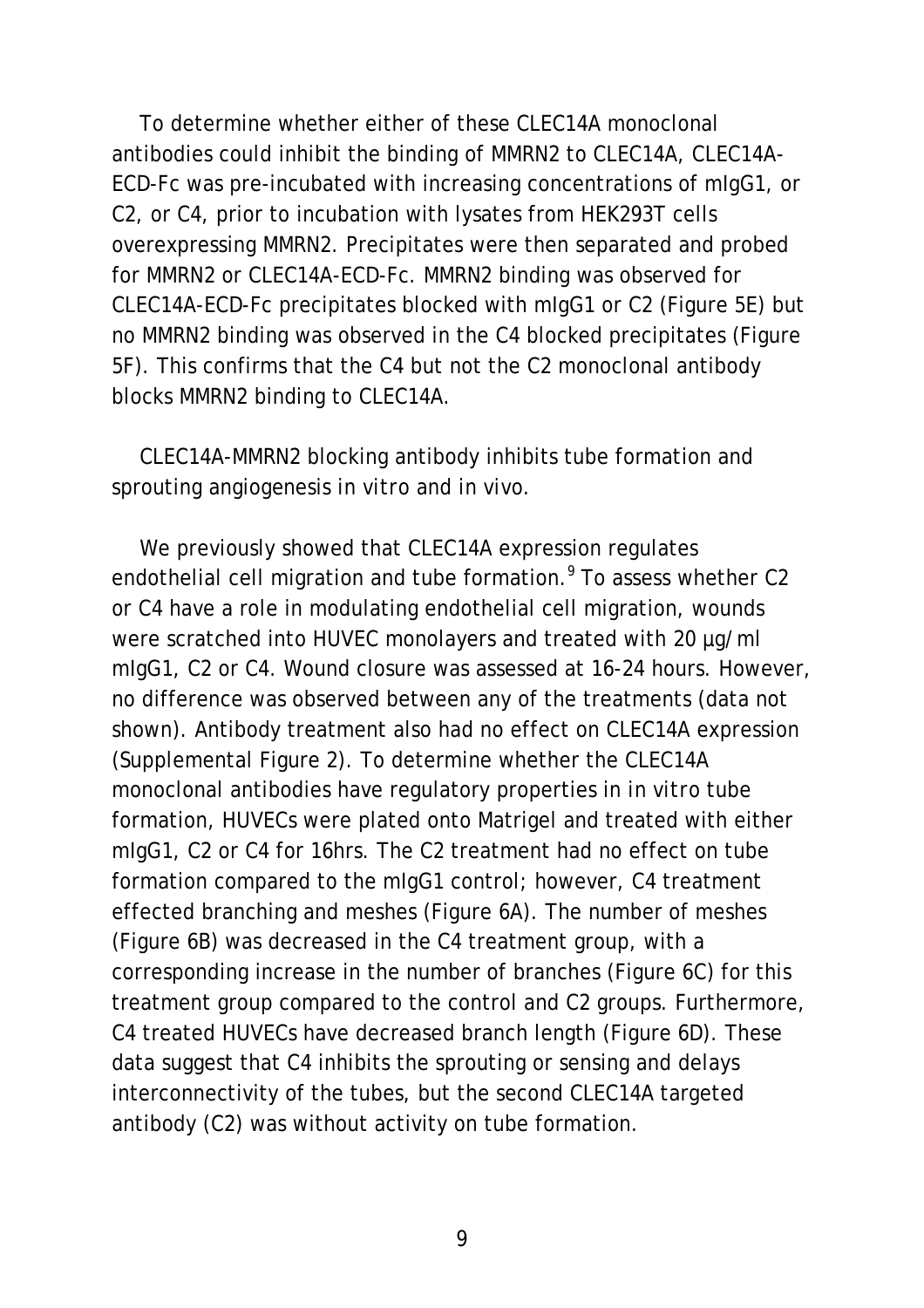To determine whether either of these CLEC14A monoclonal antibodies could inhibit the binding of MMRN2 to CLEC14A, CLEC14A-ECD-Fc was pre-incubated with increasing concentrations of mIgG1, or C2, or C4, prior to incubation with lysates from HEK293T cells overexpressing MMRN2. Precipitates were then separated and probed for MMRN2 or CLEC14A-ECD-Fc. MMRN2 binding was observed for CLEC14A-ECD-Fc precipitates blocked with mIgG1 or C2 (Figure 5E) but no MMRN2 binding was observed in the C4 blocked precipitates (Figure 5F). This confirms that the C4 but not the C2 monoclonal antibody blocks MMRN2 binding to CLEC14A.

CLEC14A-MMRN2 blocking antibody inhibits tube formation and sprouting angiogenesis *in vitro* and *in vivo*.

We previously showed that CLEC14A expression regulates endothelial cell migration and tube formation.[9] To assess whether C2 or C4 have a role in modulating endothelial cell migration, wounds were scratched into HUVEC monolayers and treated with 20 µg/ml mIgG1, C2 or C4. Wound closure was assessed at 16-24 hours. However, no difference was observed between any of the treatments (data not shown). Antibody treatment also had no effect on CLEC14A expression (Supplemental Figure 2). To determine whether the CLEC14A monoclonal antibodies have regulatory properties in *in vitro* tube formation, HUVECs were plated onto Matrigel and treated with either mIgG1, C2 or C4 for 16hrs. The C2 treatment had no effect on tube formation compared to the mIgG1 control; however, C4 treatment effected branching and meshes (Figure 6A). The number of meshes (Figure 6B) was decreased in the C4 treatment group, with a corresponding increase in the number of branches (Figure 6C) for this treatment group compared to the control and C2 groups. Furthermore, C4 treated HUVECs have decreased branch length (Figure 6D). These data suggest that C4 inhibits the sprouting or sensing and delays interconnectivity of the tubes, but the second CLEC14A targeted antibody (C2) was without activity on tube formation.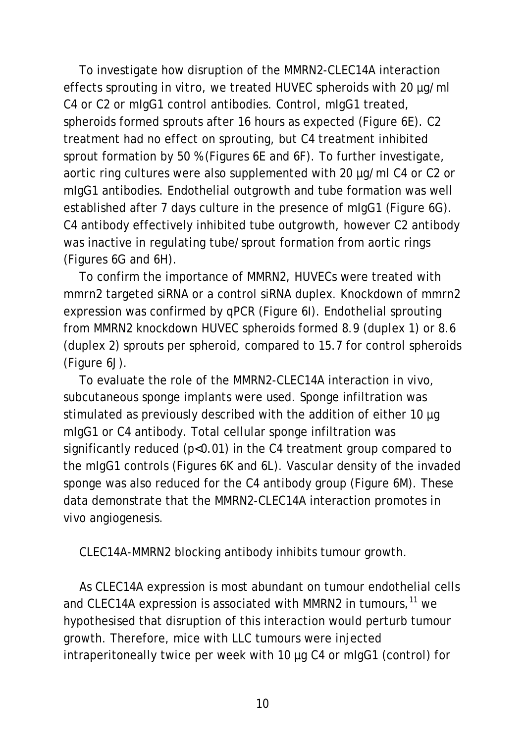To investigate how disruption of the MMRN2-CLEC14A interaction effects sprouting in vitro, we treated HUVEC spheroids with 20 µg/ml C4 or C2 or mIgG1 control antibodies. Control, mIgG1 treated, spheroids formed sprouts after 16 hours as expected (Figure 6E). C2 treatment had no effect on sprouting, but C4 treatment inhibited sprout formation by 50 % (Figures 6E and 6F). To further investigate, aortic ring cultures were also supplemented with 20 µg/ml C4 or C2 or mIgG1 antibodies. Endothelial outgrowth and tube formation was well established after 7 days culture in the presence of mIgG1 (Figure 6G). C4 antibody effectively inhibited tube outgrowth, however C2 antibody was inactive in regulating tube/sprout formation from aortic rings (Figures 6G and 6H).

To confirm the importance of MMRN2, HUVECs were treated with mmrn2 targeted siRNA or a control siRNA duplex. Knockdown of mmrn2 expression was confirmed by qPCR (Figure 6I). Endothelial sprouting from MMRN2 knockdown HUVEC spheroids formed 8.9 (duplex 1) or 8.6 (duplex 2) sprouts per spheroid, compared to 15.7 for control spheroids (Figure 6J).

To evaluate the role of the MMRN2-CLEC14A interaction in vivo, subcutaneous sponge implants were used. Sponge infiltration was stimulated as previously described with the addition of either 10 µg mIgG1 or C4 antibody. Total cellular sponge infiltration was significantly reduced ($p<0.01$) in the C4 treatment group compared to the mIgG1 controls (Figures 6K and 6L). Vascular density of the invaded sponge was also reduced for the C4 antibody group (Figure 6M). These data demonstrate that the MMRN2-CLEC14A interaction promotes in vivo angiogenesis.

CLEC14A-MMRN2 blocking antibody inhibits tumour growth.

As CLEC14A expression is most abundant on tumour endothelial cells and CLEC14A expression is associated with MMRN2 in tumours,[11] we hypothesised that disruption of this interaction would perturb tumour growth. Therefore, mice with LLC tumours were injected intraperitoneally twice per week with 10 µg C4 or mIgG1 (control) for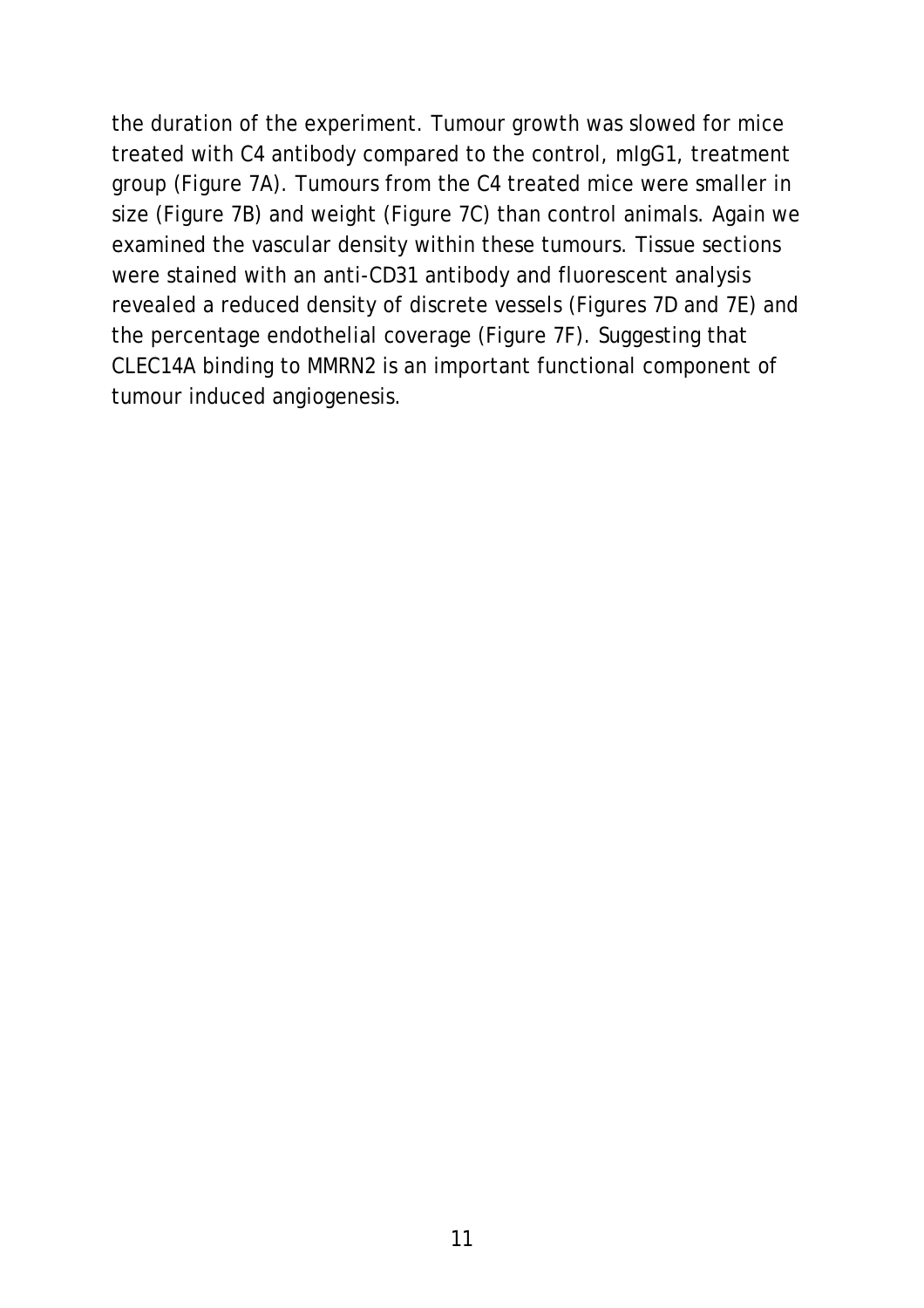the duration of the experiment. Tumour growth was slowed for mice treated with C4 antibody compared to the control, mIgG1, treatment group (Figure 7A). Tumours from the C4 treated mice were smaller in size (Figure 7B) and weight (Figure 7C) than control animals. Again we examined the vascular density within these tumours. Tissue sections were stained with an anti-CD31 antibody and fluorescent analysis revealed a reduced density of discrete vessels (Figures 7D and 7E) and the percentage endothelial coverage (Figure 7F). Suggesting that CLEC14A binding to MMRN2 is an important functional component of tumour induced angiogenesis.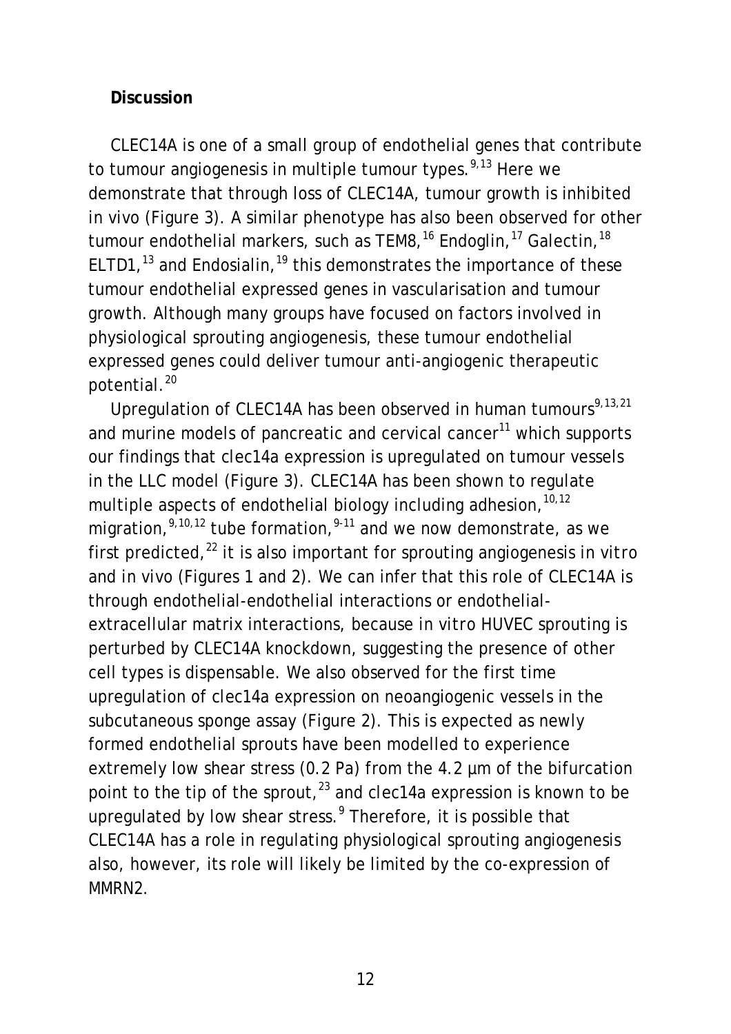## Discussion

CLEC14A is one of a small group of endothelial genes that contribute to tumour angiogenesis in multiple tumour types.[9,13] Here we demonstrate that through loss of CLEC14A, tumour growth is inhibited in vivo (Figure 3). A similar phenotype has also been observed for other tumour endothelial markers, such as TEM8,[16] Endoglin,[17] Galectin,[18] ELTD1,[13] and Endosialin,[19] this demonstrates the importance of these tumour endothelial expressed genes in vascularisation and tumour growth. Although many groups have focused on factors involved in physiological sprouting angiogenesis, these tumour endothelial expressed genes could deliver tumour anti-angiogenic therapeutic potential.[20]

Upregulation of CLEC14A has been observed in human tumours[9,13,21] and murine models of pancreatic and cervical cancer[11] which supports our findings that clec14a expression is upregulated on tumour vessels in the LLC model (Figure 3). CLEC14A has been shown to regulate multiple aspects of endothelial biology including adhesion,[10,12] migration,[9,10,12] tube formation,[9-11] and we now demonstrate, as we first predicted,[22] it is also important for sprouting angiogenesis *in vitro* and in vivo (Figures 1 and 2). We can infer that this role of CLEC14A is through endothelial-endothelial interactions or endothelial-extracellular matrix interactions, because in vitro HUVEC sprouting is perturbed by CLEC14A knockdown, suggesting the presence of other cell types is dispensable. We also observed for the first time upregulation of clec14a expression on neoangiogenic vessels in the subcutaneous sponge assay (Figure 2). This is expected as newly formed endothelial sprouts have been modelled to experience extremely low shear stress (0.2 Pa) from the 4.2 µm of the bifurcation point to the tip of the sprout,[23] and clec14a expression is known to be upregulated by low shear stress.[9] Therefore, it is possible that CLEC14A has a role in regulating physiological sprouting angiogenesis also, however, its role will likely be limited by the co-expression of MMRN2.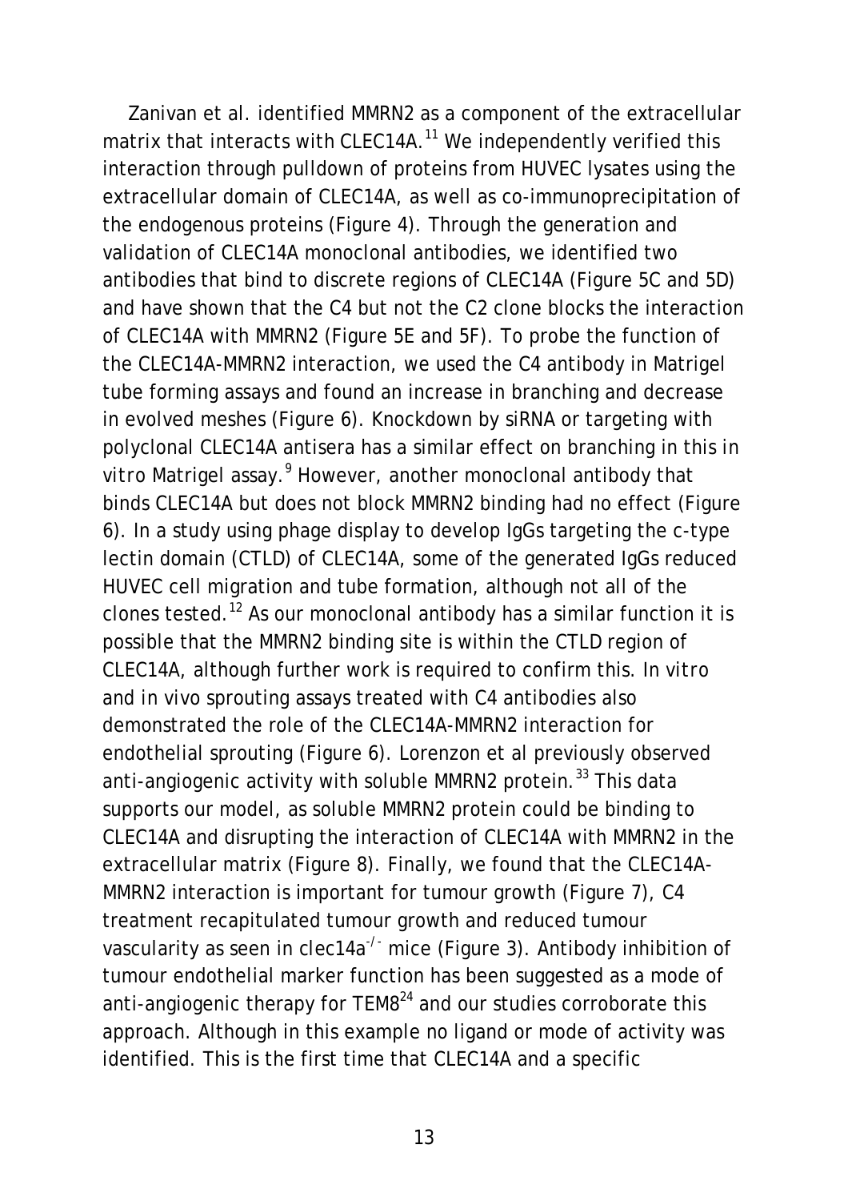Zanivan et al. identified MMRN2 as a component of the extracellular matrix that interacts with CLEC14A.[11] We independently verified this interaction through pulldown of proteins from HUVEC lysates using the extracellular domain of CLEC14A, as well as co-immunoprecipitation of the endogenous proteins (Figure 4). Through the generation and validation of CLEC14A monoclonal antibodies, we identified two antibodies that bind to discrete regions of CLEC14A (Figure 5C and 5D) and have shown that the C4 but not the C2 clone blocks the interaction of CLEC14A with MMRN2 (Figure 5E and 5F). To probe the function of the CLEC14A-MMRN2 interaction, we used the C4 antibody in Matrigel tube forming assays and found an increase in branching and decrease in evolved meshes (Figure 6). Knockdown by siRNA or targeting with polyclonal CLEC14A antisera has a similar effect on branching in this *in vitro* Matrigel assay.[9] However, another monoclonal antibody that binds CLEC14A but does not block MMRN2 binding had no effect (Figure 6). In a study using phage display to develop IgGs targeting the c-type lectin domain (CTLD) of CLEC14A, some of the generated IgGs reduced HUVEC cell migration and tube formation, although not all of the clones tested.[12] As our monoclonal antibody has a similar function it is possible that the MMRN2 binding site is within the CTLD region of CLEC14A, although further work is required to confirm this. *In vitro* and *in vivo* sprouting assays treated with C4 antibodies also demonstrated the role of the CLEC14A-MMRN2 interaction for endothelial sprouting (Figure 6). Lorenzon et al previously observed anti-angiogenic activity with soluble MMRN2 protein.[33] This data supports our model, as soluble MMRN2 protein could be binding to CLEC14A and disrupting the interaction of CLEC14A with MMRN2 in the extracellular matrix (Figure 8). Finally, we found that the CLEC14A-MMRN2 interaction is important for tumour growth (Figure 7), C4 treatment recapitulated tumour growth and reduced tumour vascularity as seen in clec14a$^{-/-}$ mice (Figure 3). Antibody inhibition of tumour endothelial marker function has been suggested as a mode of anti-angiogenic therapy for TEM8[24] and our studies corroborate this approach. Although in this example no ligand or mode of activity was identified. This is the first time that CLEC14A and a specific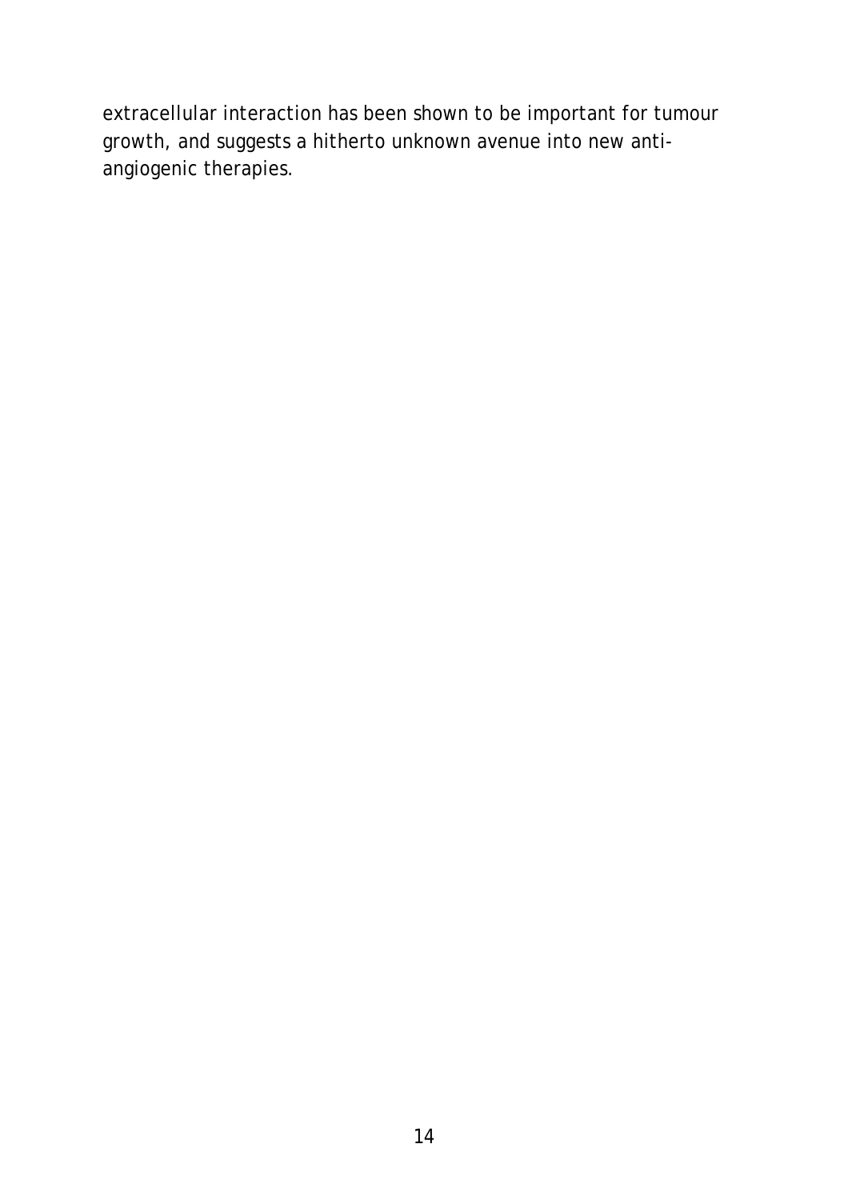extracellular interaction has been shown to be important for tumour growth, and suggests a hitherto unknown avenue into new anti-angiogenic therapies.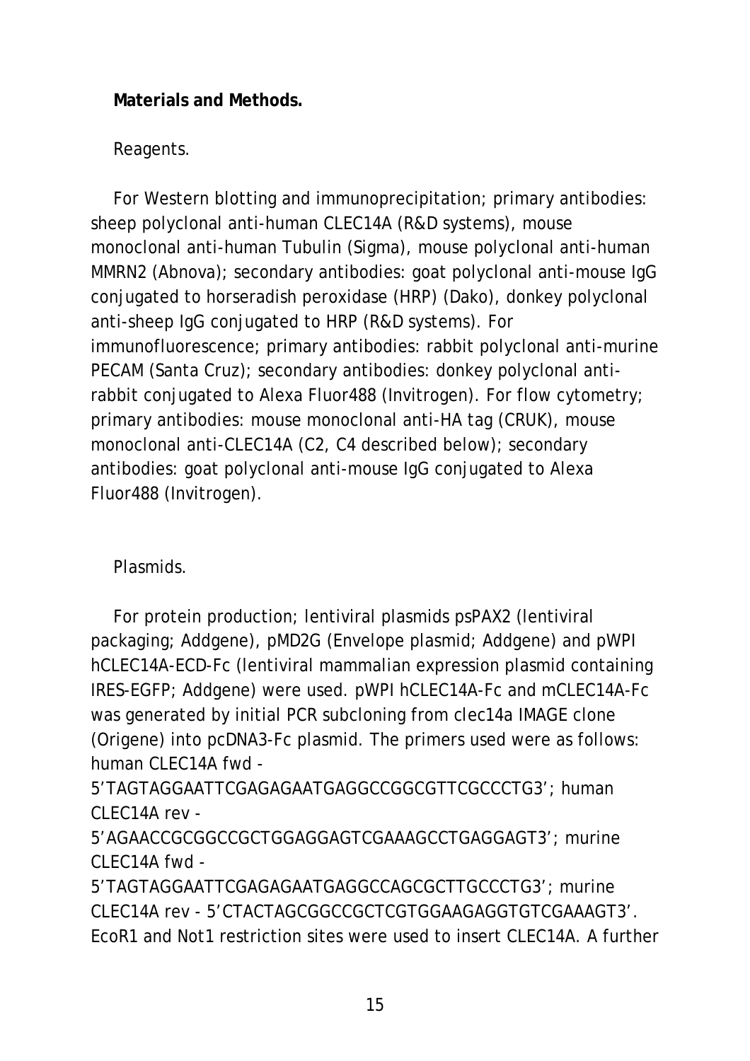**Materials and Methods.**

Reagents.

For Western blotting and immunoprecipitation; primary antibodies: sheep polyclonal anti-human CLEC14A (R&D systems), mouse monoclonal anti-human Tubulin (Sigma), mouse polyclonal anti-human MMRN2 (Abnova); secondary antibodies: goat polyclonal anti-mouse IgG conjugated to horseradish peroxidase (HRP) (Dako), donkey polyclonal anti-sheep IgG conjugated to HRP (R&D systems). For immunofluorescence; primary antibodies: rabbit polyclonal anti-murine PECAM (Santa Cruz); secondary antibodies: donkey polyclonal anti-rabbit conjugated to Alexa Fluor488 (Invitrogen). For flow cytometry; primary antibodies: mouse monoclonal anti-HA tag (CRUK), mouse monoclonal anti-CLEC14A (C2, C4 described below); secondary antibodies: goat polyclonal anti-mouse IgG conjugated to Alexa Fluor488 (Invitrogen).

Plasmids.

For protein production; lentiviral plasmids psPAX2 (lentiviral packaging; Addgene), pMD2G (Envelope plasmid; Addgene) and pWPI hCLEC14A-ECD-Fc (lentiviral mammalian expression plasmid containing IRES-EGFP; Addgene) were used. pWPI hCLEC14A-Fc and mCLEC14A-Fc was generated by initial PCR subcloning from clec14a IMAGE clone (Origene) into pcDNA3-Fc plasmid. The primers used were as follows: human CLEC14A fwd - 5'TAGTAGGAATTCGAGAGAATGAGGCCGGCGTTCGCCCTG3'; human CLEC14A rev - 5'AGAACCGCGGCCGCTGGAGGAGTCGAAAGCCTGAGGAGT3'; murine CLEC14A fwd - 5'TAGTAGGAATTCGAGAGAATGAGGCCAGCGCTTGCCCTG3'; murine CLEC14A rev - 5'CTACTAGCGGCCGCTCGTGGAAGAGGTGTCGAAAGT3'. EcoR1 and Not1 restriction sites were used to insert CLEC14A. A further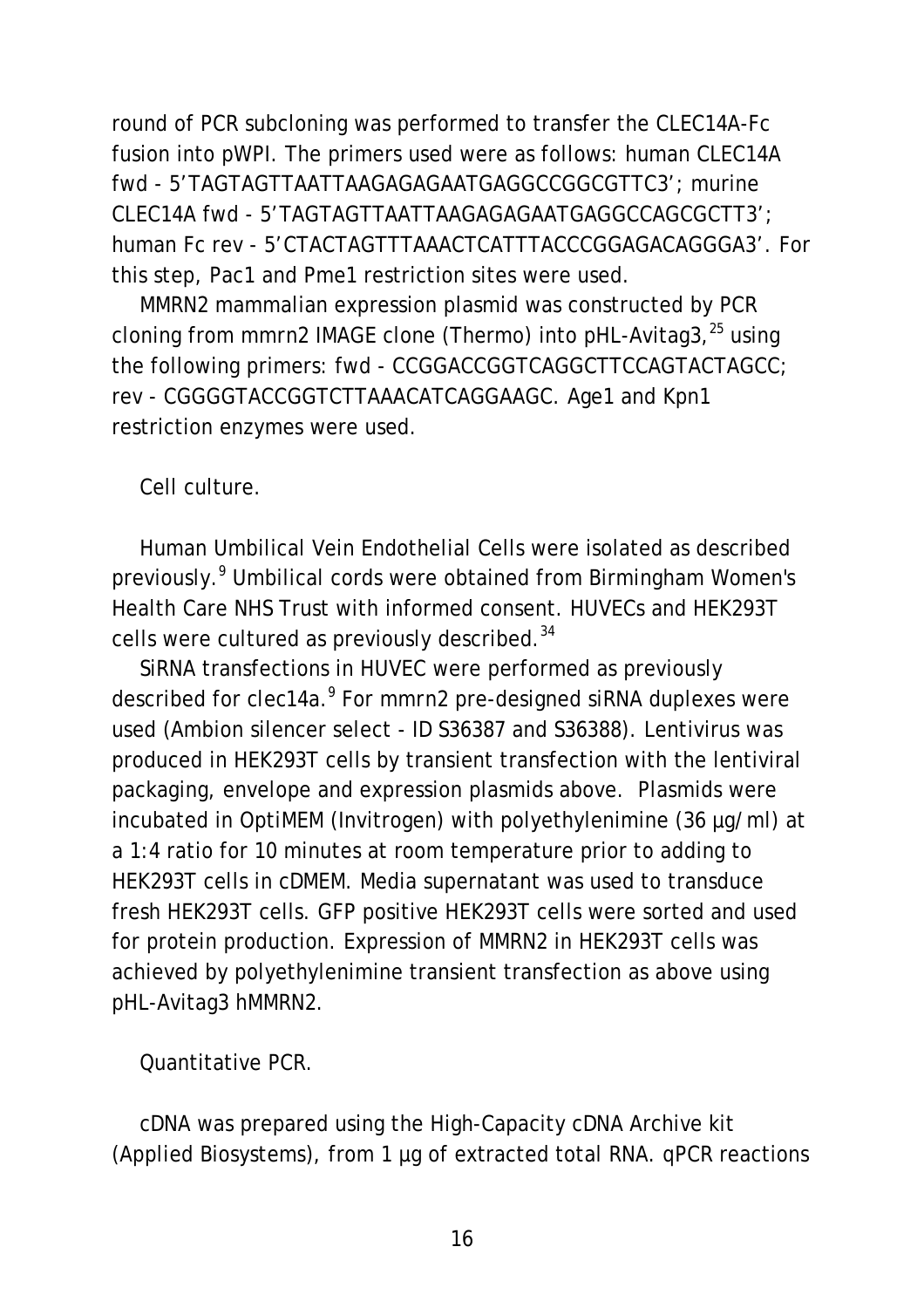round of PCR subcloning was performed to transfer the CLEC14A-Fc fusion into pWPI. The primers used were as follows: human CLEC14A fwd - 5'TAGTAGTTAATTAAGAGAGAATGAGGCCGGCGTTC3'; murine CLEC14A fwd - 5'TAGTAGTTAATTAAGAGAGAATGAGGCCAGCGCTT3'; human Fc rev - 5'CTACTAGTTTAAACTCATTTACCCGGAGACAGGGA3'. For this step, Pac1 and Pme1 restriction sites were used.

MMRN2 mammalian expression plasmid was constructed by PCR cloning from mmrn2 IMAGE clone (Thermo) into pHL-Avitag3,[25] using the following primers: fwd - CCGGACCGGTCAGGCTTCCAGTACTAGCC; rev - CGGGGTACCGGTCTTAAACATCAGGAAGC. Age1 and Kpn1 restriction enzymes were used.

Cell culture.

Human Umbilical Vein Endothelial Cells were isolated as described previously.[9] Umbilical cords were obtained from Birmingham Women's Health Care NHS Trust with informed consent. HUVECs and HEK293T cells were cultured as previously described.[34]

SiRNA transfections in HUVEC were performed as previously described for clec14a.[9] For mmrn2 pre-designed siRNA duplexes were used (Ambion silencer select - ID S36387 and S36388). Lentivirus was produced in HEK293T cells by transient transfection with the lentiviral packaging, envelope and expression plasmids above. Plasmids were incubated in OptiMEM (Invitrogen) with polyethylenimine (36 µg/ml) at a 1:4 ratio for 10 minutes at room temperature prior to adding to HEK293T cells in cDMEM. Media supernatant was used to transduce fresh HEK293T cells. GFP positive HEK293T cells were sorted and used for protein production. Expression of MMRN2 in HEK293T cells was achieved by polyethylenimine transient transfection as above using pHL-Avitag3 hMMRN2.

Quantitative PCR.

cDNA was prepared using the High-Capacity cDNA Archive kit (Applied Biosystems), from 1 µg of extracted total RNA. qPCR reactions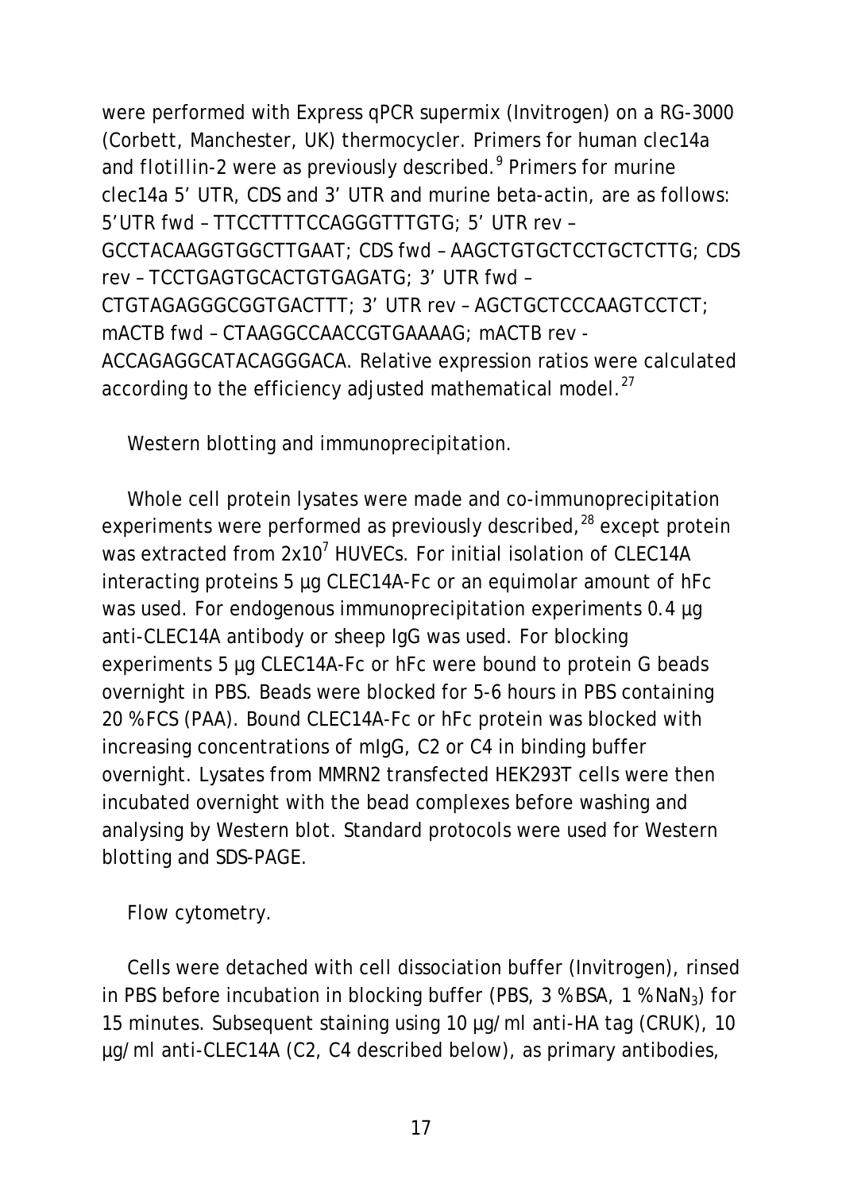were performed with Express qPCR supermix (Invitrogen) on a RG-3000 (Corbett, Manchester, UK) thermocycler. Primers for human clec14a and *flotillin-2* were as previously described.[9] Primers for murine clec14a 5' UTR, CDS and 3' UTR and murine beta-actin, are as follows: 5'UTR fwd – TTCCTTTTCCAGGGTTTGTG; 5' UTR rev – GCCTACAAGGTGGCTTGAAT; CDS fwd – AAGCTGTGCTCCTGCTCTTG; CDS rev – TCCTGAGTGCACTGTGAGATG; 3' UTR fwd – CTGTAGAGGGCGGTGACTTT; 3' UTR rev – AGCTGCTCCCAAGTCCTCT; mACTB fwd – CTAAGGCCAACCGTGAAAAG; mACTB rev - ACCAGAGGCATACAGGGACA. Relative expression ratios were calculated according to the efficiency adjusted mathematical model.[27]

Western blotting and immunoprecipitation.

Whole cell protein lysates were made and co-immunoprecipitation experiments were performed as previously described,[28] except protein was extracted from $2x10^7$ HUVECs. For initial isolation of CLEC14A interacting proteins 5 µg CLEC14A-Fc or an equimolar amount of hFc was used. For endogenous immunoprecipitation experiments 0.4 µg anti-CLEC14A antibody or sheep IgG was used. For blocking experiments 5 µg CLEC14A-Fc or hFc were bound to protein G beads overnight in PBS. Beads were blocked for 5-6 hours in PBS containing 20 % FCS (PAA). Bound CLEC14A-Fc or hFc protein was blocked with increasing concentrations of mIgG, C2 or C4 in binding buffer overnight. Lysates from MMRN2 transfected HEK293T cells were then incubated overnight with the bead complexes before washing and analysing by Western blot. Standard protocols were used for Western blotting and SDS-PAGE.

Flow cytometry.

Cells were detached with cell dissociation buffer (Invitrogen), rinsed in PBS before incubation in blocking buffer (PBS, 3 % BSA, 1 % $NaN_3$) for 15 minutes. Subsequent staining using 10 µg/ml anti-HA tag (CRUK), 10 µg/ml anti-CLEC14A (C2, C4 described below), as primary antibodies,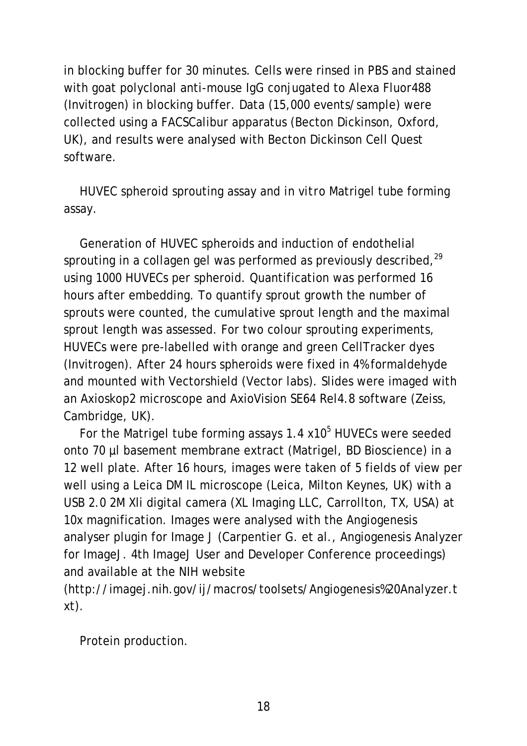in blocking buffer for 30 minutes. Cells were rinsed in PBS and stained with goat polyclonal anti-mouse IgG conjugated to Alexa Fluor488 (Invitrogen) in blocking buffer. Data (15,000 events/sample) were collected using a FACSCalibur apparatus (Becton Dickinson, Oxford, UK), and results were analysed with Becton Dickinson Cell Quest software.

HUVEC spheroid sprouting assay and *in vitro* Matrigel tube forming assay.

Generation of HUVEC spheroids and induction of endothelial sprouting in a collagen gel was performed as previously described,[29] using 1000 HUVECs per spheroid. Quantification was performed 16 hours after embedding. To quantify sprout growth the number of sprouts were counted, the cumulative sprout length and the maximal sprout length was assessed. For two colour sprouting experiments, HUVECs were pre-labelled with orange and green CellTracker dyes (Invitrogen). After 24 hours spheroids were fixed in 4% formaldehyde and mounted with Vectorshield (Vector labs). Slides were imaged with an Axioskop2 microscope and AxioVision SE64 Rel4.8 software (Zeiss, Cambridge, UK).

For the Matrigel tube forming assays $1.4 \times 10^5$ HUVECs were seeded onto 70 µl basement membrane extract (Matrigel, BD Bioscience) in a 12 well plate. After 16 hours, images were taken of 5 fields of view per well using a Leica DM IL microscope (Leica, Milton Keynes, UK) with a USB 2.0 2M Xli digital camera (XL Imaging LLC, Carrollton, TX, USA) at 10x magnification. Images were analysed with the Angiogenesis analyser plugin for Image J (Carpentier G. et al., Angiogenesis Analyzer for ImageJ. 4th ImageJ User and Developer Conference proceedings) and available at the NIH website (http://imagej.nih.gov/ij/macros/toolsets/Angiogenesis%20Analyzer.txt).

Protein production.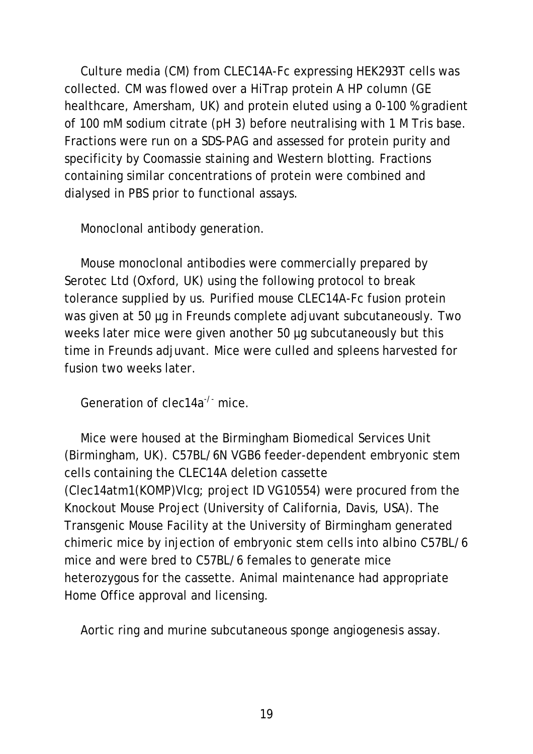Culture media (CM) from CLEC14A-Fc expressing HEK293T cells was collected. CM was flowed over a HiTrap protein A HP column (GE healthcare, Amersham, UK) and protein eluted using a 0-100 % gradient of 100 mM sodium citrate (pH 3) before neutralising with 1 M Tris base. Fractions were run on a SDS-PAG and assessed for protein purity and specificity by Coomassie staining and Western blotting. Fractions containing similar concentrations of protein were combined and dialysed in PBS prior to functional assays.

Monoclonal antibody generation.

Mouse monoclonal antibodies were commercially prepared by Serotec Ltd (Oxford, UK) using the following protocol to break tolerance supplied by us. Purified mouse CLEC14A-Fc fusion protein was given at 50 µg in Freunds complete adjuvant subcutaneously. Two weeks later mice were given another 50 µg subcutaneously but this time in Freunds adjuvant. Mice were culled and spleens harvested for fusion two weeks later.

Generation of clec14a$^{-/-}$ mice.

Mice were housed at the Birmingham Biomedical Services Unit (Birmingham, UK). C57BL/6N VGB6 feeder-dependent embryonic stem cells containing the CLEC14A deletion cassette (Clec14atm1(KOMP)Vlcg; project ID VG10554) were procured from the Knockout Mouse Project (University of California, Davis, USA). The Transgenic Mouse Facility at the University of Birmingham generated chimeric mice by injection of embryonic stem cells into albino C57BL/6 mice and were bred to C57BL/6 females to generate mice heterozygous for the cassette. Animal maintenance had appropriate Home Office approval and licensing.

Aortic ring and murine subcutaneous sponge angiogenesis assay.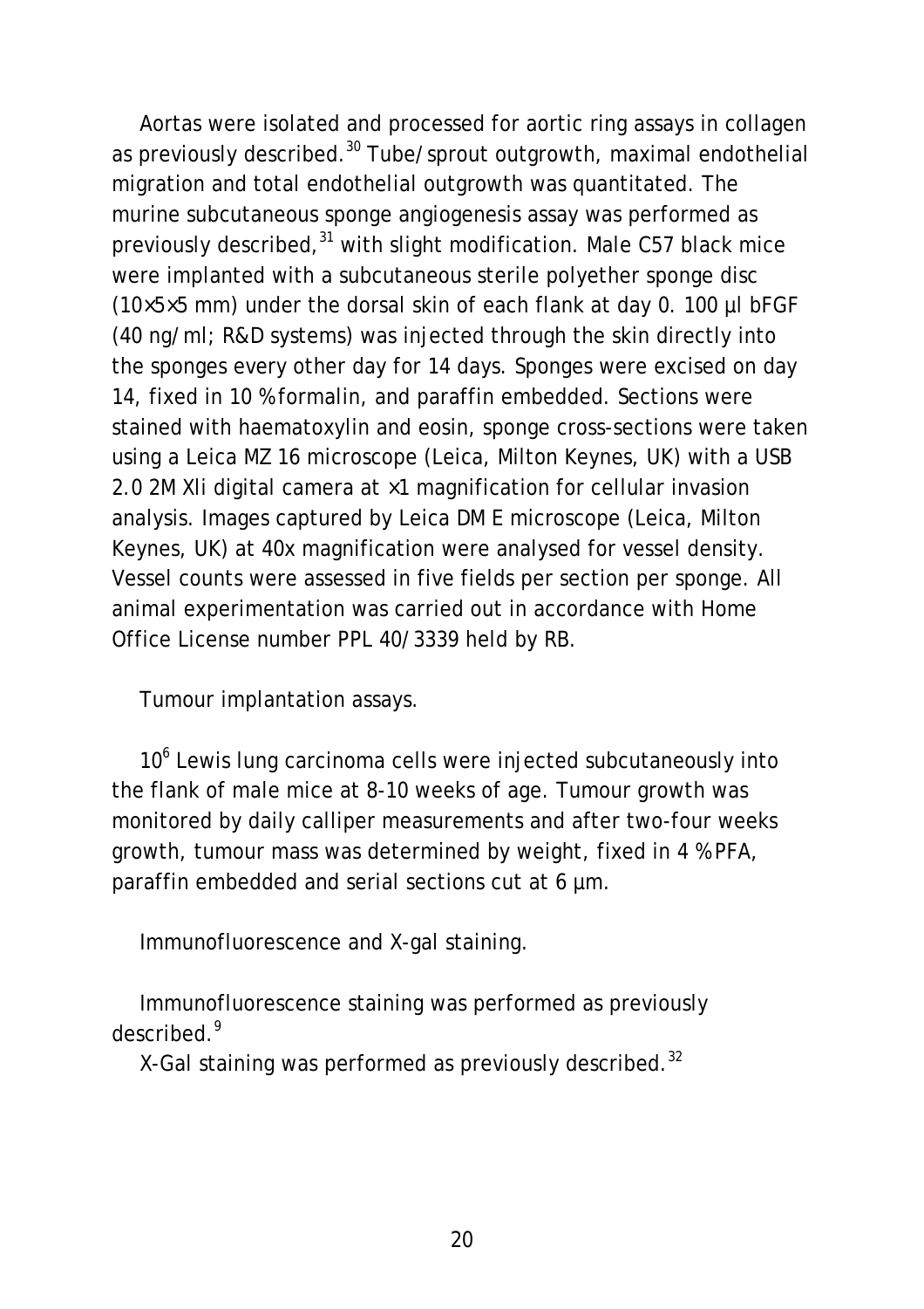Aortas were isolated and processed for aortic ring assays in collagen as previously described.[30] Tube/sprout outgrowth, maximal endothelial migration and total endothelial outgrowth was quantitated. The murine subcutaneous sponge angiogenesis assay was performed as previously described,[31] with slight modification. Male C57 black mice were implanted with a subcutaneous sterile polyether sponge disc (10×5×5 mm) under the dorsal skin of each flank at day 0. 100 µl bFGF (40 ng/ml; R&D systems) was injected through the skin directly into the sponges every other day for 14 days. Sponges were excised on day 14, fixed in 10 % formalin, and paraffin embedded. Sections were stained with haematoxylin and eosin, sponge cross-sections were taken using a Leica MZ 16 microscope (Leica, Milton Keynes, UK) with a USB 2.0 2M Xli digital camera at ×1 magnification for cellular invasion analysis. Images captured by Leica DM E microscope (Leica, Milton Keynes, UK) at 40x magnification were analysed for vessel density. Vessel counts were assessed in five fields per section per sponge. All animal experimentation was carried out in accordance with Home Office License number PPL 40/3339 held by RB.

Tumour implantation assays.

$10^6$ Lewis lung carcinoma cells were injected subcutaneously into the flank of male mice at 8-10 weeks of age. Tumour growth was monitored by daily calliper measurements and after two-four weeks growth, tumour mass was determined by weight, fixed in 4 % PFA, paraffin embedded and serial sections cut at 6 µm.

Immunofluorescence and X-gal staining.

Immunofluorescence staining was performed as previously described.[9]

X-Gal staining was performed as previously described.[32]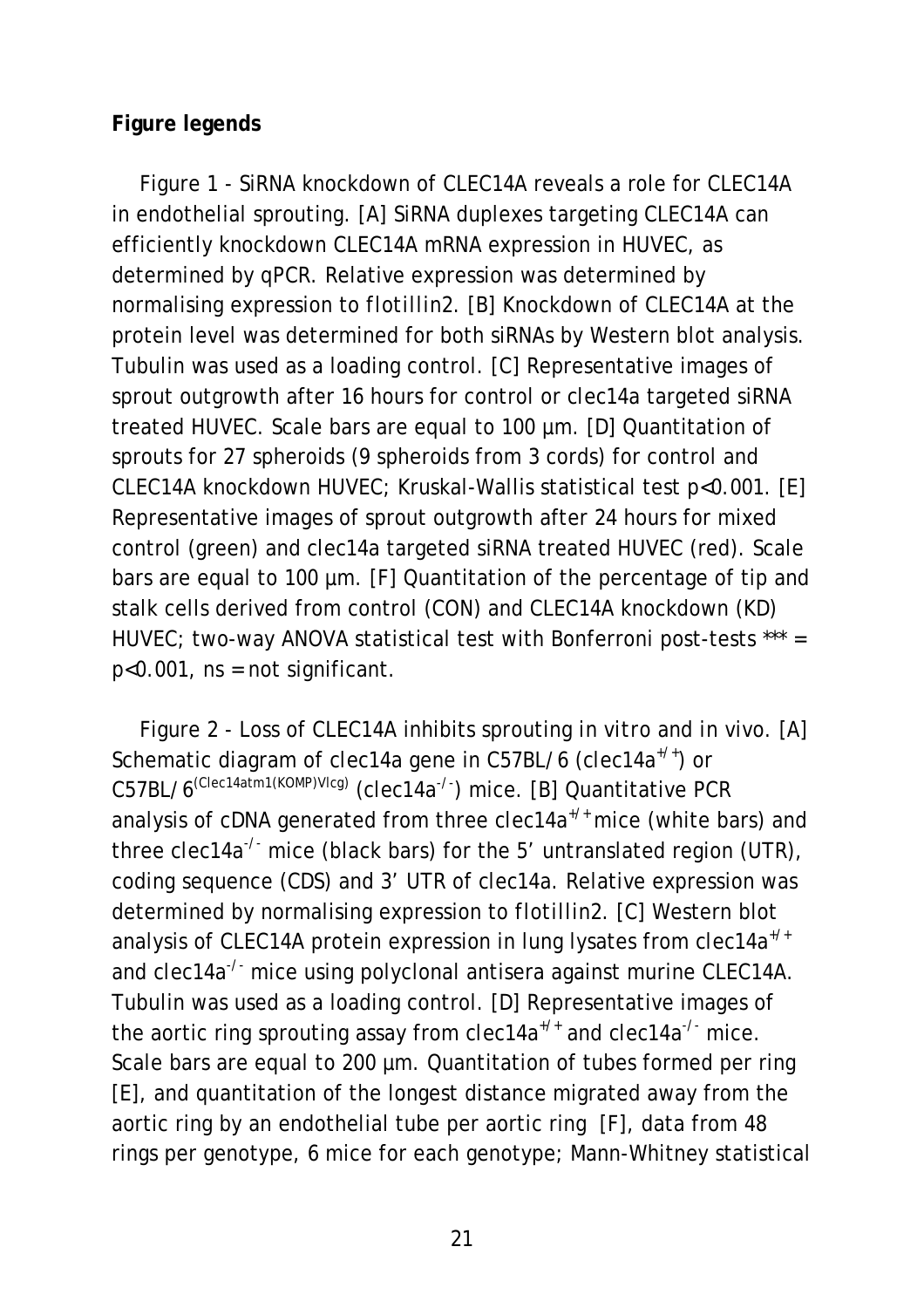**Figure legends**

Figure 1 - SiRNA knockdown of CLEC14A reveals a role for CLEC14A in endothelial sprouting. [A] SiRNA duplexes targeting CLEC14A can efficiently knockdown CLEC14A mRNA expression in HUVEC, as determined by qPCR. Relative expression was determined by normalising expression to *flotillin2*. [B] Knockdown of CLEC14A at the protein level was determined for both siRNAs by Western blot analysis. Tubulin was used as a loading control. [C] Representative images of sprout outgrowth after 16 hours for control or clec14a targeted siRNA treated HUVEC. Scale bars are equal to 100 µm. [D] Quantitation of sprouts for 27 spheroids (9 spheroids from 3 cords) for control and CLEC14A knockdown HUVEC; Kruskal-Wallis statistical test $p<0.001$. [E] Representative images of sprout outgrowth after 24 hours for mixed control (green) and clec14a targeted siRNA treated HUVEC (red). Scale bars are equal to 100 µm. [F] Quantitation of the percentage of tip and stalk cells derived from control (CON) and CLEC14A knockdown (KD) HUVEC; two-way ANOVA statistical test with Bonferroni post-tests *** = $p<0.001$, ns = not significant.

Figure 2 - Loss of CLEC14A inhibits sprouting *in vitro* and *in vivo*. [A] Schematic diagram of clec14a gene in C57BL/6 (clec14a$^{+/+}$) or C57BL/6$^{(Clec14atm1(KOMP)Vlcg)}$ (clec14a$^{-/-}$) mice. [B] Quantitative PCR analysis of cDNA generated from three clec14a$^{+/+}$ mice (white bars) and three clec14a$^{-/-}$ mice (black bars) for the 5' untranslated region (UTR), coding sequence (CDS) and 3' UTR of clec14a. Relative expression was determined by normalising expression to *flotillin2*. [C] Western blot analysis of CLEC14A protein expression in lung lysates from clec14a$^{+/+}$ and clec14a$^{-/-}$ mice using polyclonal antisera against murine CLEC14A. Tubulin was used as a loading control. [D] Representative images of the aortic ring sprouting assay from clec14a$^{+/+}$ and clec14a$^{-/-}$ mice. Scale bars are equal to 200 µm. Quantitation of tubes formed per ring [E], and quantitation of the longest distance migrated away from the aortic ring by an endothelial tube per aortic ring [F], data from 48 rings per genotype, 6 mice for each genotype; Mann-Whitney statistical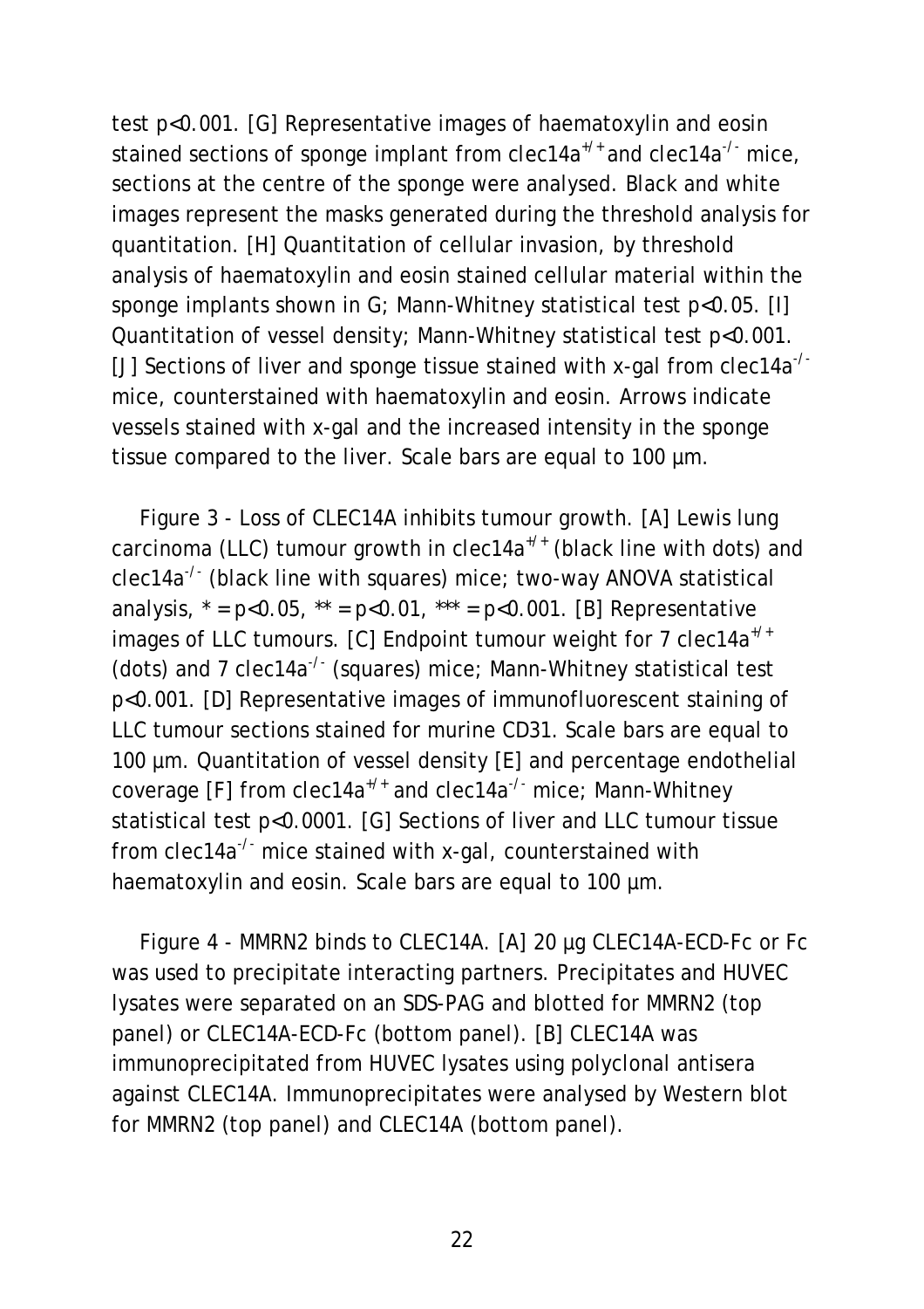test p<0.001. [G] Representative images of haematoxylin and eosin stained sections of sponge implant from clec14a$^{+/+}$ and clec14a$^{-/-}$ mice, sections at the centre of the sponge were analysed. Black and white images represent the masks generated during the threshold analysis for quantitation. [H] Quantitation of cellular invasion, by threshold analysis of haematoxylin and eosin stained cellular material within the sponge implants shown in G; Mann-Whitney statistical test p<0.05. [I] Quantitation of vessel density; Mann-Whitney statistical test p<0.001. [J] Sections of liver and sponge tissue stained with x-gal from clec14a$^{-/-}$ mice, counterstained with haematoxylin and eosin. Arrows indicate vessels stained with x-gal and the increased intensity in the sponge tissue compared to the liver. Scale bars are equal to 100 µm.

Figure 3 - Loss of CLEC14A inhibits tumour growth. [A] Lewis lung carcinoma (LLC) tumour growth in clec14a$^{+/+}$ (black line with dots) and clec14a$^{-/-}$ (black line with squares) mice; two-way ANOVA statistical analysis, * = p<0.05, ** = p<0.01, *** = p<0.001. [B] Representative images of LLC tumours. [C] Endpoint tumour weight for 7 clec14a$^{+/+}$ (dots) and 7 clec14a$^{-/-}$ (squares) mice; Mann-Whitney statistical test p<0.001. [D] Representative images of immunofluorescent staining of LLC tumour sections stained for murine CD31. Scale bars are equal to 100 µm. Quantitation of vessel density [E] and percentage endothelial coverage [F] from clec14a$^{+/+}$ and clec14a$^{-/-}$ mice; Mann-Whitney statistical test p<0.0001. [G] Sections of liver and LLC tumour tissue from clec14a$^{-/-}$ mice stained with x-gal, counterstained with haematoxylin and eosin. Scale bars are equal to 100 µm.

Figure 4 - MMRN2 binds to CLEC14A. [A] 20 µg CLEC14A-ECD-Fc or Fc was used to precipitate interacting partners. Precipitates and HUVEC lysates were separated on an SDS-PAG and blotted for MMRN2 (top panel) or CLEC14A-ECD-Fc (bottom panel). [B] CLEC14A was immunoprecipitated from HUVEC lysates using polyclonal antisera against CLEC14A. Immunoprecipitates were analysed by Western blot for MMRN2 (top panel) and CLEC14A (bottom panel).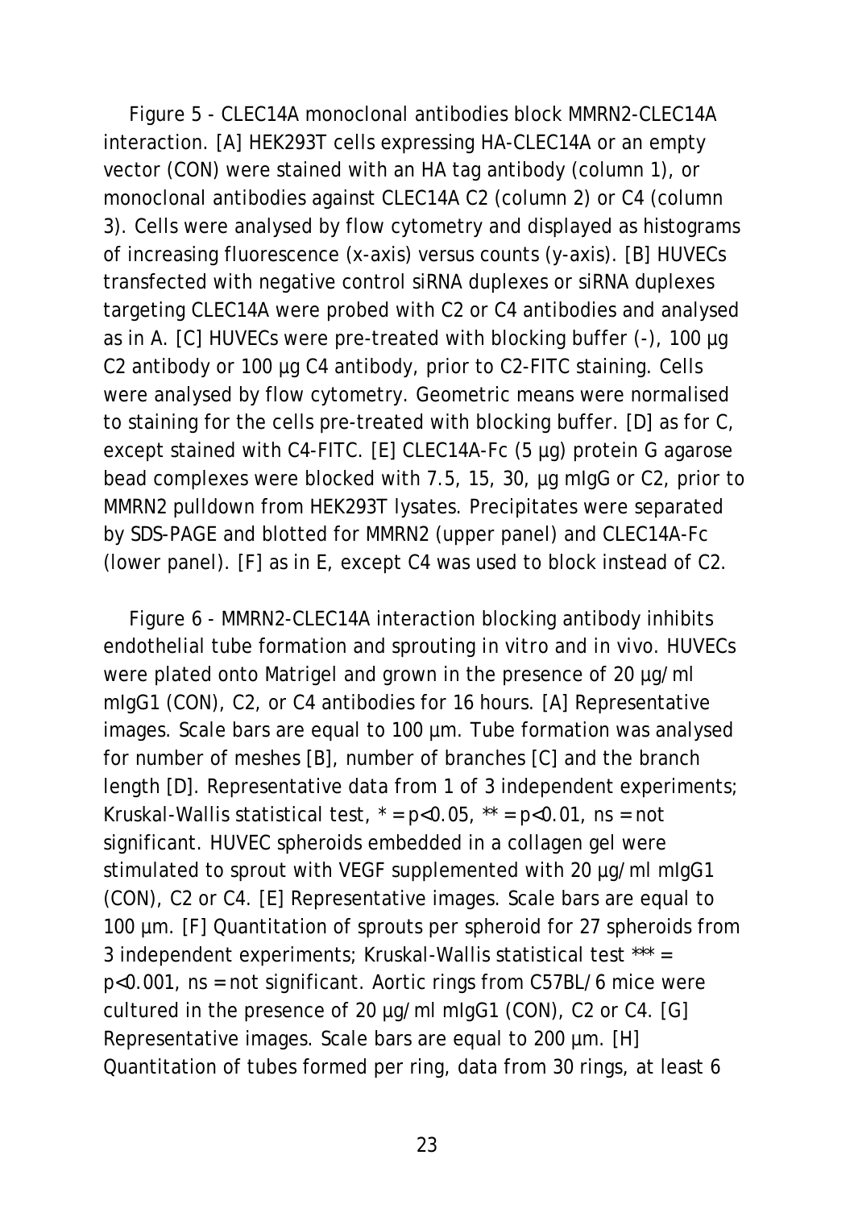Figure 5 - CLEC14A monoclonal antibodies block MMRN2-CLEC14A interaction. [A] HEK293T cells expressing HA-CLEC14A or an empty vector (CON) were stained with an HA tag antibody (column 1), or monoclonal antibodies against CLEC14A C2 (column 2) or C4 (column 3). Cells were analysed by flow cytometry and displayed as histograms of increasing fluorescence (x-axis) versus counts (y-axis). [B] HUVECs transfected with negative control siRNA duplexes or siRNA duplexes targeting CLEC14A were probed with C2 or C4 antibodies and analysed as in A. [C] HUVECs were pre-treated with blocking buffer (-), 100 µg C2 antibody or 100 µg C4 antibody, prior to C2-FITC staining. Cells were analysed by flow cytometry. Geometric means were normalised to staining for the cells pre-treated with blocking buffer. [D] as for C, except stained with C4-FITC. [E] CLEC14A-Fc (5 µg) protein G agarose bead complexes were blocked with 7.5, 15, 30, µg mIgG or C2, prior to MMRN2 pulldown from HEK293T lysates. Precipitates were separated by SDS-PAGE and blotted for MMRN2 (upper panel) and CLEC14A-Fc (lower panel). [F] as in E, except C4 was used to block instead of C2.

Figure 6 - MMRN2-CLEC14A interaction blocking antibody inhibits endothelial tube formation and sprouting *in vitro* and *in vivo*. HUVECs were plated onto Matrigel and grown in the presence of 20 µg/ml mIgG1 (CON), C2, or C4 antibodies for 16 hours. [A] Representative images. Scale bars are equal to 100 µm. Tube formation was analysed for number of meshes [B], number of branches [C] and the branch length [D]. Representative data from 1 of 3 independent experiments; Kruskal-Wallis statistical test, * = $p<0.05$, ** = $p<0.01$, ns = not significant. HUVEC spheroids embedded in a collagen gel were stimulated to sprout with VEGF supplemented with 20 µg/ml mIgG1 (CON), C2 or C4. [E] Representative images. Scale bars are equal to 100 µm. [F] Quantitation of sprouts per spheroid for 27 spheroids from 3 independent experiments; Kruskal-Wallis statistical test *** = $p<0.001$, ns = not significant. Aortic rings from C57BL/6 mice were cultured in the presence of 20 µg/ml mIgG1 (CON), C2 or C4. [G] Representative images. Scale bars are equal to 200 µm. [H] Quantitation of tubes formed per ring, data from 30 rings, at least 6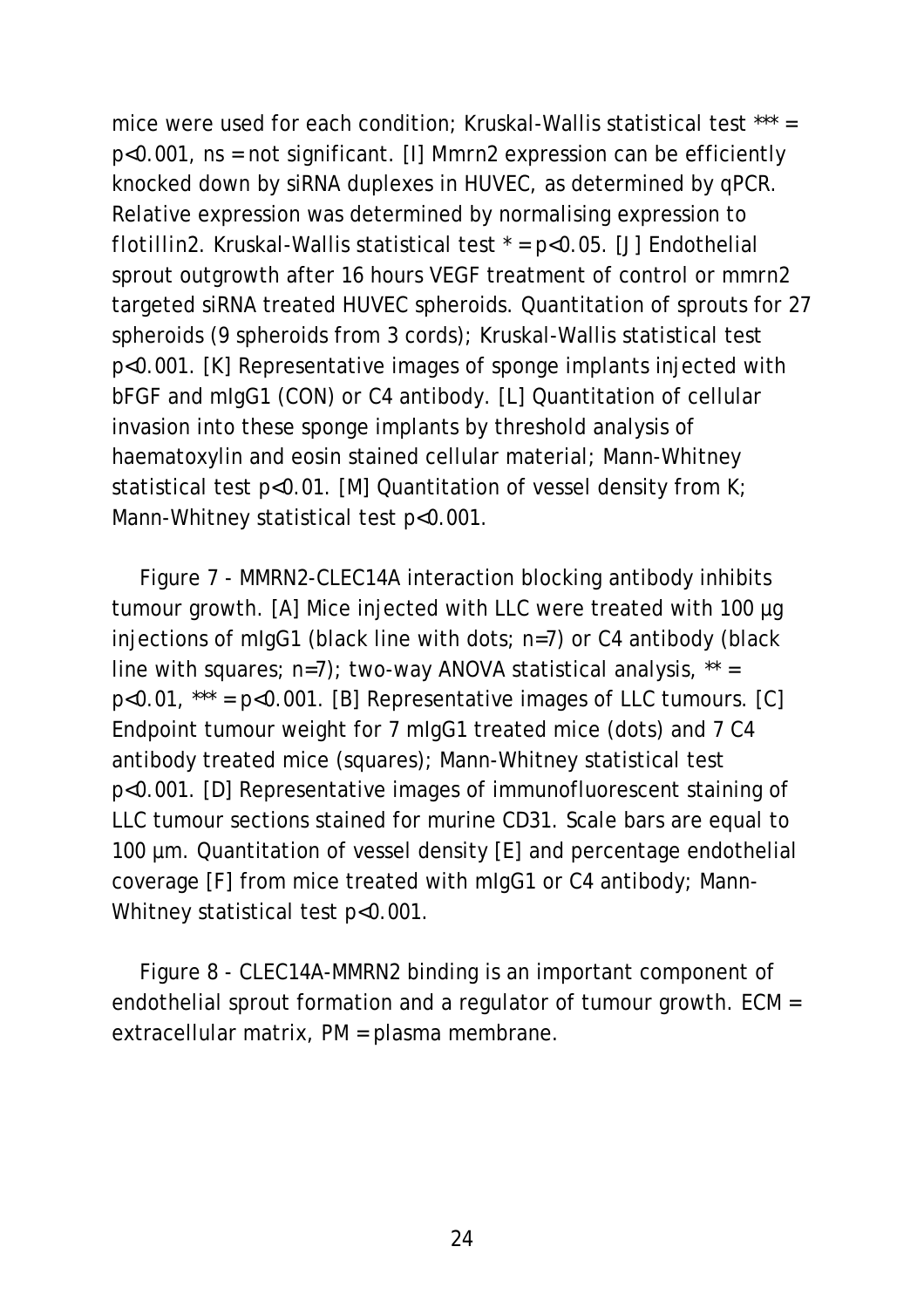mice were used for each condition; Kruskal-Wallis statistical test *** = $p<0.001$, ns = not significant. [I] Mmrn2 expression can be efficiently knocked down by siRNA duplexes in HUVEC, as determined by qPCR. Relative expression was determined by normalising expression to flotillin2. Kruskal-Wallis statistical test * = $p<0.05$. [J] Endothelial sprout outgrowth after 16 hours VEGF treatment of control or mmrn2 targeted siRNA treated HUVEC spheroids. Quantitation of sprouts for 27 spheroids (9 spheroids from 3 cords); Kruskal-Wallis statistical test $p<0.001$. [K] Representative images of sponge implants injected with bFGF and mIgG1 (CON) or C4 antibody. [L] Quantitation of cellular invasion into these sponge implants by threshold analysis of haematoxylin and eosin stained cellular material; Mann-Whitney statistical test $p<0.01$. [M] Quantitation of vessel density from K; Mann-Whitney statistical test $p<0.001$.

Figure 7 - MMRN2-CLEC14A interaction blocking antibody inhibits tumour growth. [A] Mice injected with LLC were treated with 100 µg injections of mIgG1 (black line with dots; n=7) or C4 antibody (black line with squares; n=7); two-way ANOVA statistical analysis, ** = $p<0.01$, *** = $p<0.001$. [B] Representative images of LLC tumours. [C] Endpoint tumour weight for 7 mIgG1 treated mice (dots) and 7 C4 antibody treated mice (squares); Mann-Whitney statistical test $p<0.001$. [D] Representative images of immunofluorescent staining of LLC tumour sections stained for murine CD31. Scale bars are equal to 100 µm. Quantitation of vessel density [E] and percentage endothelial coverage [F] from mice treated with mIgG1 or C4 antibody; Mann-Whitney statistical test $p<0.001$.

Figure 8 - CLEC14A-MMRN2 binding is an important component of endothelial sprout formation and a regulator of tumour growth. ECM = extracellular matrix, PM = plasma membrane.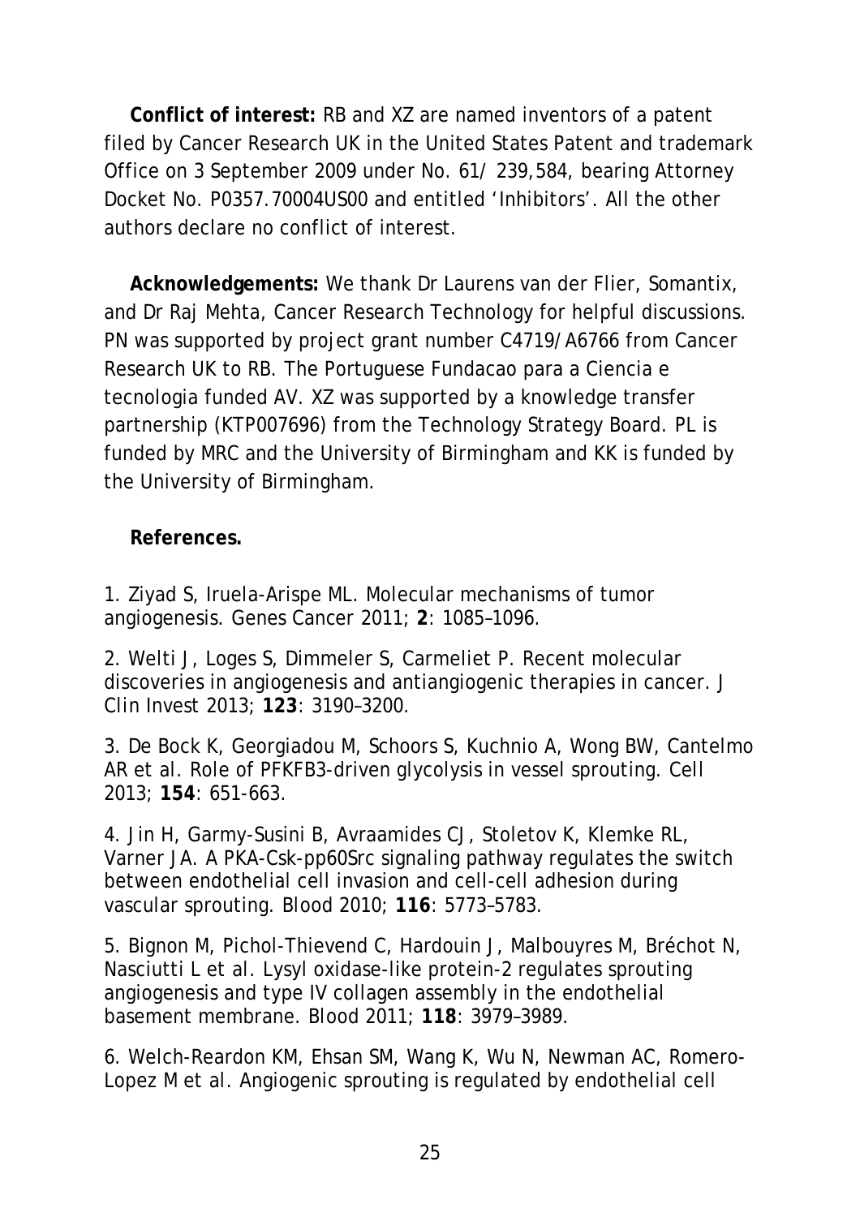**Conflict of interest:** RB and XZ are named inventors of a patent filed by Cancer Research UK in the United States Patent and trademark Office on 3 September 2009 under No. 61/ 239,584, bearing Attorney Docket No. P0357.70004US00 and entitled 'Inhibitors'. All the other authors declare no conflict of interest.

**Acknowledgements:** We thank Dr Laurens van der Flier, Somantix, and Dr Raj Mehta, Cancer Research Technology for helpful discussions. PN was supported by project grant number C4719/A6766 from Cancer Research UK to RB. The Portuguese Fundacao para a Ciencia e tecnologia funded AV. XZ was supported by a knowledge transfer partnership (KTP007696) from the Technology Strategy Board. PL is funded by MRC and the University of Birmingham and KK is funded by the University of Birmingham.

**References.**

1. Ziyad S, Iruela-Arispe ML. Molecular mechanisms of tumor angiogenesis. Genes Cancer 2011; **2**: 1085–1096.

2. Welti J, Loges S, Dimmeler S, Carmeliet P. Recent molecular discoveries in angiogenesis and antiangiogenic therapies in cancer. J Clin Invest 2013; **123**: 3190–3200.

3. De Bock K, Georgiadou M, Schoors S, Kuchnio A, Wong BW, Cantelmo AR et al. Role of PFKFB3-driven glycolysis in vessel sprouting. Cell 2013; **154**: 651-663.

4. Jin H, Garmy-Susini B, Avraamides CJ, Stoletov K, Klemke RL, Varner JA. A PKA-Csk-pp60Src signaling pathway regulates the switch between endothelial cell invasion and cell-cell adhesion during vascular sprouting. Blood 2010; **116**: 5773–5783.

5. Bignon M, Pichol-Thievend C, Hardouin J, Malbouyres M, Bréchot N, Nasciutti L et al. Lysyl oxidase-like protein-2 regulates sprouting angiogenesis and type IV collagen assembly in the endothelial basement membrane. Blood 2011; **118**: 3979–3989.

6. Welch-Reardon KM, Ehsan SM, Wang K, Wu N, Newman AC, Romero-Lopez M et al. Angiogenic sprouting is regulated by endothelial cell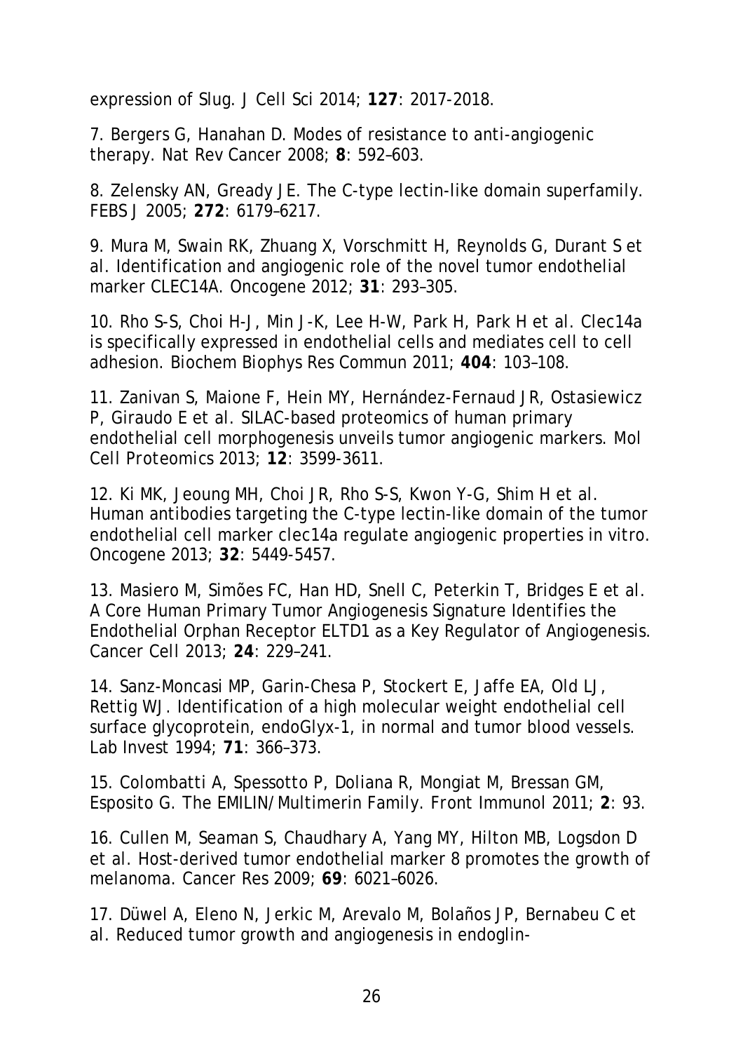expression of Slug. J Cell Sci 2014; **127**: 2017-2018.

7. Bergers G, Hanahan D. Modes of resistance to anti-angiogenic therapy. Nat Rev Cancer 2008; **8**: 592–603.

8. Zelensky AN, Gready JE. The C-type lectin-like domain superfamily. FEBS J 2005; **272**: 6179–6217.

9. Mura M, Swain RK, Zhuang X, Vorschmitt H, Reynolds G, Durant S et al. Identification and angiogenic role of the novel tumor endothelial marker CLEC14A. Oncogene 2012; **31**: 293–305.

10. Rho S-S, Choi H-J, Min J-K, Lee H-W, Park H, Park H et al. Clec14a is specifically expressed in endothelial cells and mediates cell to cell adhesion. Biochem Biophys Res Commun 2011; **404**: 103–108.

11. Zanivan S, Maione F, Hein MY, Hernández-Fernaud JR, Ostasiewicz P, Giraudo E et al. SILAC-based proteomics of human primary endothelial cell morphogenesis unveils tumor angiogenic markers. Mol Cell Proteomics 2013; **12**: 3599-3611.

12. Ki MK, Jeoung MH, Choi JR, Rho S-S, Kwon Y-G, Shim H et al. Human antibodies targeting the C-type lectin-like domain of the tumor endothelial cell marker clec14a regulate angiogenic properties in vitro. Oncogene 2013; **32**: 5449-5457.

13. Masiero M, Simões FC, Han HD, Snell C, Peterkin T, Bridges E et al. A Core Human Primary Tumor Angiogenesis Signature Identifies the Endothelial Orphan Receptor ELTD1 as a Key Regulator of Angiogenesis. Cancer Cell 2013; **24**: 229–241.

14. Sanz-Moncasi MP, Garin-Chesa P, Stockert E, Jaffe EA, Old LJ, Rettig WJ. Identification of a high molecular weight endothelial cell surface glycoprotein, endoGlyx-1, in normal and tumor blood vessels. Lab Invest 1994; **71**: 366–373.

15. Colombatti A, Spessotto P, Doliana R, Mongiat M, Bressan GM, Esposito G. The EMILIN/Multimerin Family. Front Immunol 2011; **2**: 93.

16. Cullen M, Seaman S, Chaudhary A, Yang MY, Hilton MB, Logsdon D et al. Host-derived tumor endothelial marker 8 promotes the growth of melanoma. Cancer Res 2009; **69**: 6021–6026.

17. Düwel A, Eleno N, Jerkic M, Arevalo M, Bolaños JP, Bernabeu C et al. Reduced tumor growth and angiogenesis in endoglin-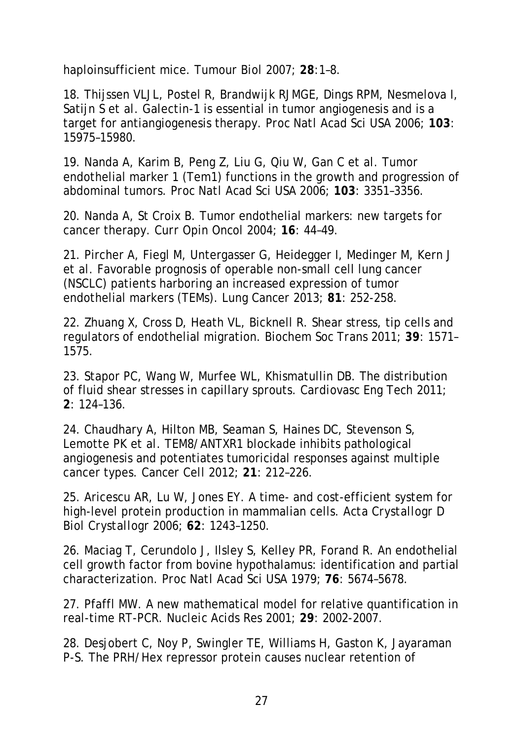haploinsufficient mice. Tumour Biol 2007; **28**:1–8.

18. Thijssen VLJL, Postel R, Brandwijk RJMGE, Dings RPM, Nesmelova I, Satijn S et al. Galectin-1 is essential in tumor angiogenesis and is a target for antiangiogenesis therapy. Proc Natl Acad Sci USA 2006; **103**: 15975–15980.

19. Nanda A, Karim B, Peng Z, Liu G, Qiu W, Gan C et al. Tumor endothelial marker 1 (Tem1) functions in the growth and progression of abdominal tumors. Proc Natl Acad Sci USA 2006; **103**: 3351–3356.

20. Nanda A, St Croix B. Tumor endothelial markers: new targets for cancer therapy. Curr Opin Oncol 2004; **16**: 44–49.

21. Pircher A, Fiegl M, Untergasser G, Heidegger I, Medinger M, Kern J et al. Favorable prognosis of operable non-small cell lung cancer (NSCLC) patients harboring an increased expression of tumor endothelial markers (TEMs). Lung Cancer 2013; **81**: 252-258.

22. Zhuang X, Cross D, Heath VL, Bicknell R. Shear stress, tip cells and regulators of endothelial migration. Biochem Soc Trans 2011; **39**: 1571–1575.

23. Stapor PC, Wang W, Murfee WL, Khismatullin DB. The distribution of fluid shear stresses in capillary sprouts. Cardiovasc Eng Tech 2011; **2**: 124–136.

24. Chaudhary A, Hilton MB, Seaman S, Haines DC, Stevenson S, Lemotte PK et al. TEM8/ANTXR1 blockade inhibits pathological angiogenesis and potentiates tumoricidal responses against multiple cancer types. Cancer Cell 2012; **21**: 212–226.

25. Aricescu AR, Lu W, Jones EY. A time- and cost-efficient system for high-level protein production in mammalian cells. Acta Crystallogr D Biol Crystallogr 2006; **62**: 1243–1250.

26. Maciag T, Cerundolo J, Ilsley S, Kelley PR, Forand R. An endothelial cell growth factor from bovine hypothalamus: identification and partial characterization. Proc Natl Acad Sci USA 1979; **76**: 5674–5678.

27. Pfaffl MW. A new mathematical model for relative quantification in real-time RT-PCR. Nucleic Acids Res 2001; **29**: 2002-2007.

28. Desjobert C, Noy P, Swingler TE, Williams H, Gaston K, Jayaraman P-S. The PRH/Hex repressor protein causes nuclear retention of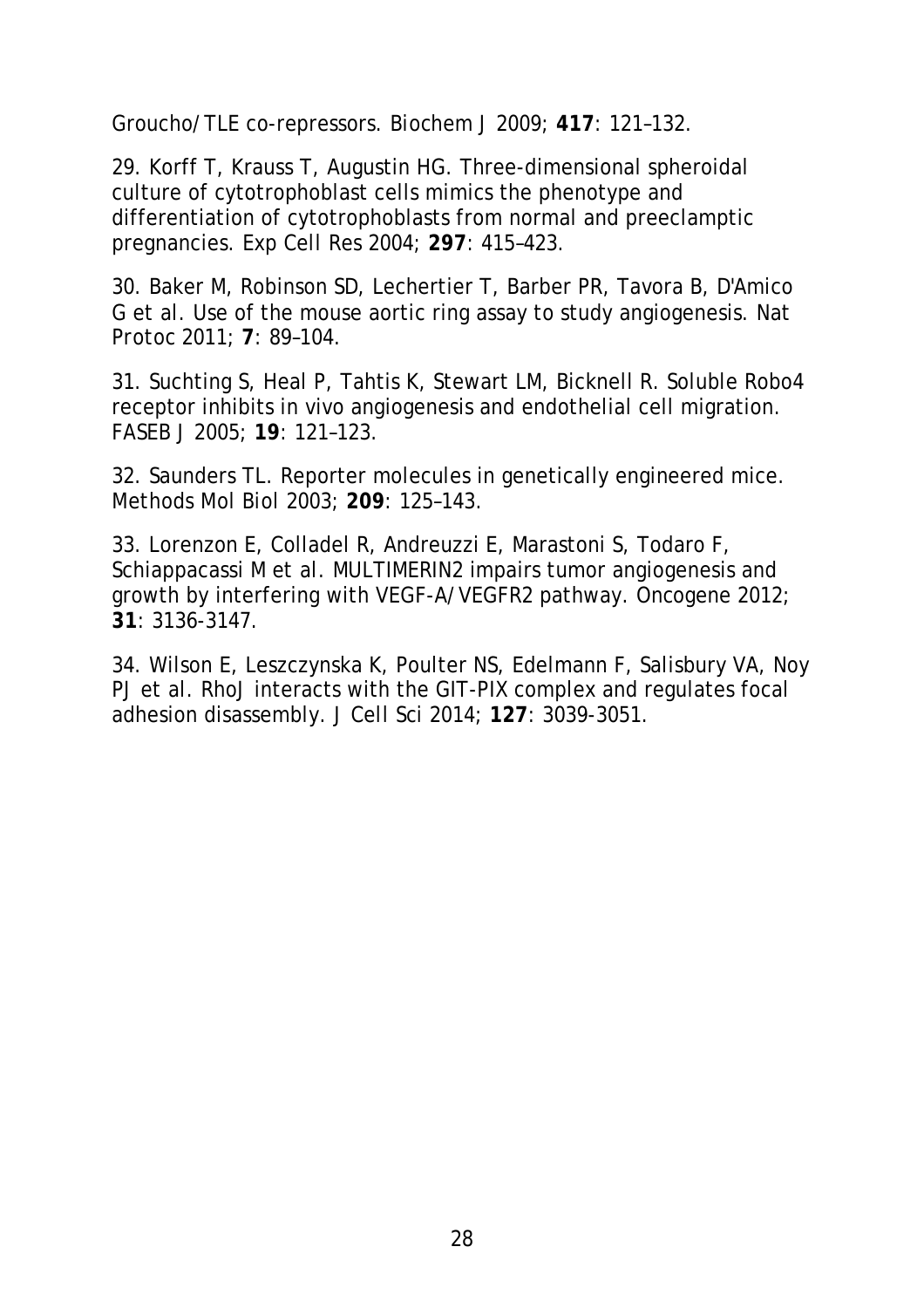Groucho/TLE co-repressors. Biochem J 2009; **417**: 121–132.

29. Korff T, Krauss T, Augustin HG. Three-dimensional spheroidal culture of cytotrophoblast cells mimics the phenotype and differentiation of cytotrophoblasts from normal and preeclamptic pregnancies. Exp Cell Res 2004; **297**: 415–423.

30. Baker M, Robinson SD, Lechertier T, Barber PR, Tavora B, D'Amico G et al. Use of the mouse aortic ring assay to study angiogenesis. Nat Protoc 2011; **7**: 89–104.

31. Suchting S, Heal P, Tahtis K, Stewart LM, Bicknell R. Soluble Robo4 receptor inhibits in vivo angiogenesis and endothelial cell migration. FASEB J 2005; **19**: 121–123.

32. Saunders TL. Reporter molecules in genetically engineered mice. Methods Mol Biol 2003; **209**: 125–143.

33. Lorenzon E, Colladel R, Andreuzzi E, Marastoni S, Todaro F, Schiappacassi M et al. MULTIMERIN2 impairs tumor angiogenesis and growth by interfering with VEGF-A/VEGFR2 pathway. Oncogene 2012; **31**: 3136-3147.

34. Wilson E, Leszczynska K, Poulter NS, Edelmann F, Salisbury VA, Noy PJ et al. RhoJ interacts with the GIT-PIX complex and regulates focal adhesion disassembly. J Cell Sci 2014; **127**: 3039-3051.